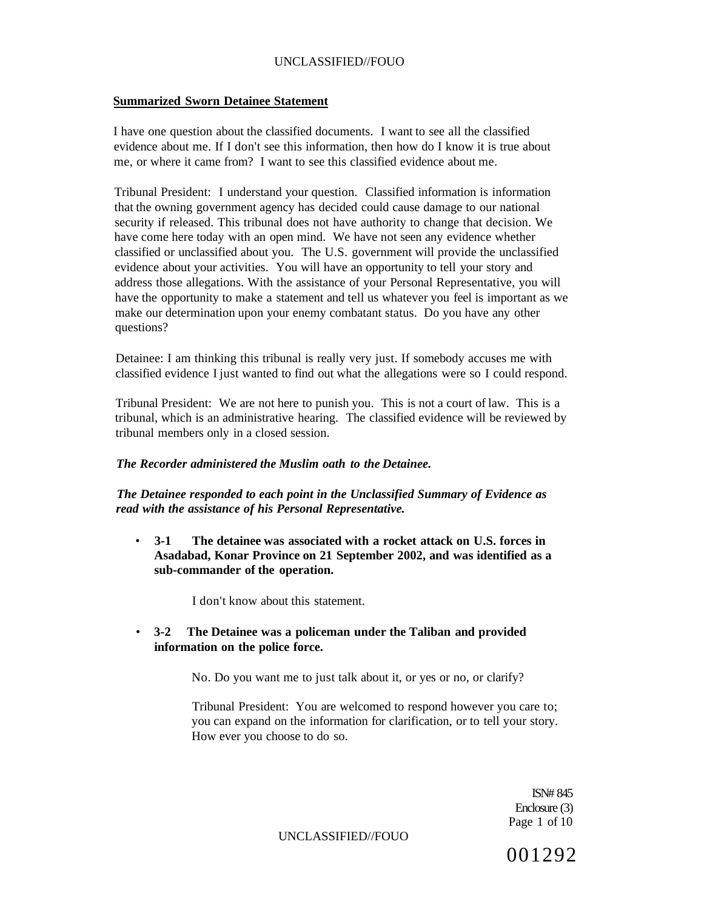**Summarized Sworn Detainee Statement**

I have one question about the classified documents. I want to see all the classified evidence about me. If I don't see this information, then how do I know it is true about me, or where it came from? I want to see this classified evidence about me.

Tribunal President: I understand your question. Classified information is information that the owning government agency has decided could cause damage to our national security if released. This tribunal does not have authority to change that decision. We have come here today with an open mind. We have not seen any evidence whether classified or unclassified about you. The U.S. government will provide the unclassified evidence about your activities. You will have an opportunity to tell your story and address those allegations. With the assistance of your Personal Representative, you will have the opportunity to make a statement and tell us whatever you feel is important as we make our determination upon your enemy combatant status. Do you have any other questions?

Detainee: I am thinking this tribunal is really very just. If somebody accuses me with classified evidence I just wanted to find out what the allegations were so I could respond.

Tribunal President: We are not here to punish you. This is not a court of law. This is a tribunal, which is an administrative hearing. The classified evidence will be reviewed by tribunal members only in a closed session.

***The Recorder administered the Muslim oath to the Detainee.***

***The Detainee responded to each point in the Unclassified Summary of Evidence as read with the assistance of his Personal Representative.***

- **3-1 The detainee was associated with a rocket attack on U.S. forces in Asadabad, Konar Province on 21 September 2002, and was identified as a sub-commander of the operation.**

  I don't know about this statement.

- **3-2 The Detainee was a policeman under the Taliban and provided information on the police force.**

  No. Do you want me to just talk about it, or yes or no, or clarify?

  Tribunal President: You are welcomed to respond however you care to; you can expand on the information for clarification, or to tell your story. How ever you choose to do so.

ISN# 845
Enclosure (3)

001292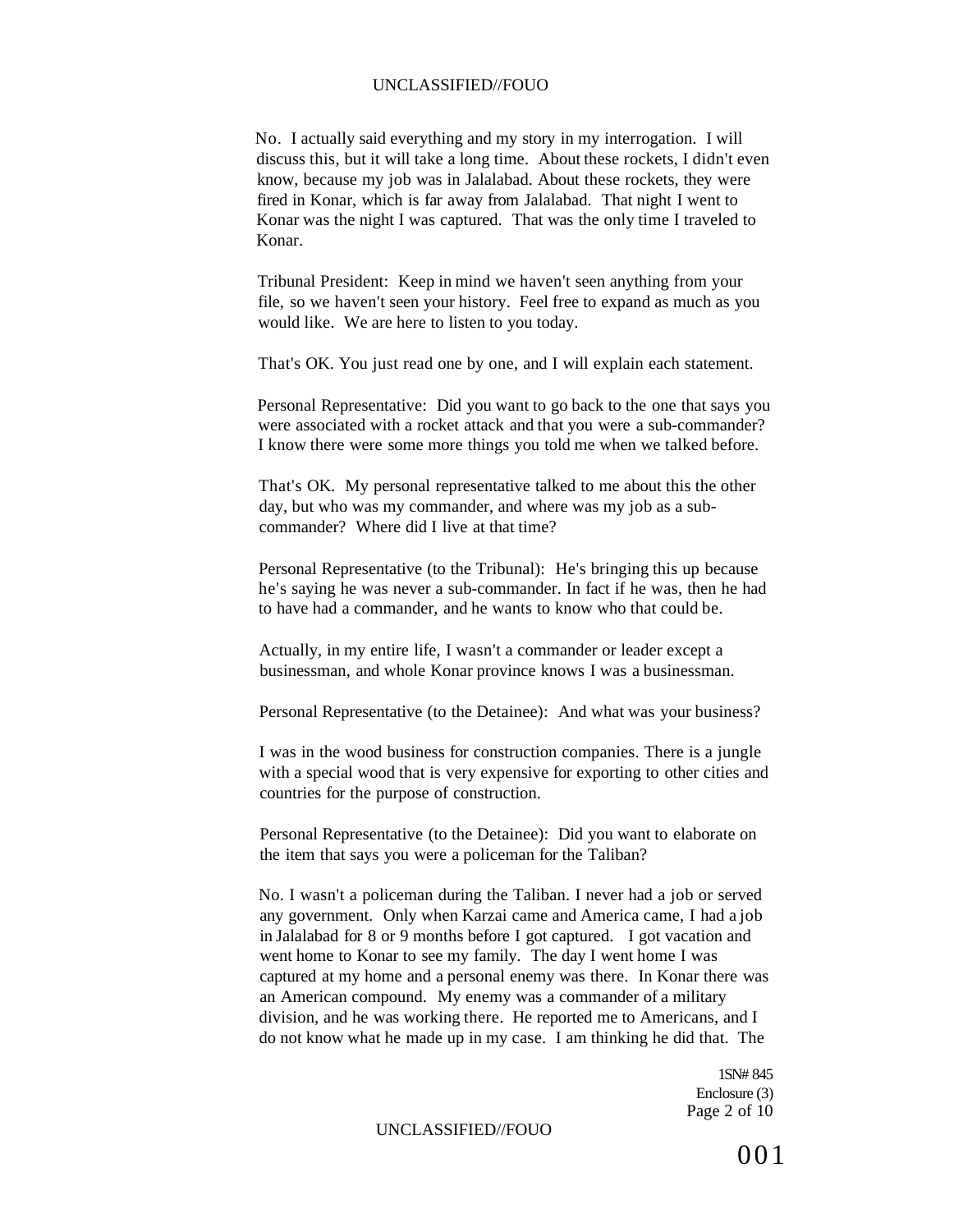No. I actually said everything and my story in my interrogation. I will discuss this, but it will take a long time. About these rockets, I didn't even know, because my job was in Jalalabad. About these rockets, they were fired in Konar, which is far away from Jalalabad. That night I went to Konar was the night I was captured. That was the only time I traveled to Konar.

Tribunal President: Keep in mind we haven't seen anything from your file, so we haven't seen your history. Feel free to expand as much as you would like. We are here to listen to you today.

That's OK. You just read one by one, and I will explain each statement.

Personal Representative: Did you want to go back to the one that says you were associated with a rocket attack and that you were a sub-commander? I know there were some more things you told me when we talked before.

That's OK. My personal representative talked to me about this the other day, but who was my commander, and where was my job as a sub-commander? Where did I live at that time?

Personal Representative (to the Tribunal): He's bringing this up because he's saying he was never a sub-commander. In fact if he was, then he had to have had a commander, and he wants to know who that could be.

Actually, in my entire life, I wasn't a commander or leader except a businessman, and whole Konar province knows I was a businessman.

Personal Representative (to the Detainee): And what was your business?

I was in the wood business for construction companies. There is a jungle with a special wood that is very expensive for exporting to other cities and countries for the purpose of construction.

Personal Representative (to the Detainee): Did you want to elaborate on the item that says you were a policeman for the Taliban?

No. I wasn't a policeman during the Taliban. I never had a job or served any government. Only when Karzai came and America came, I had a job in Jalalabad for 8 or 9 months before I got captured. I got vacation and went home to Konar to see my family. The day I went home I was captured at my home and a personal enemy was there. In Konar there was an American compound. My enemy was a commander of a military division, and he was working there. He reported me to Americans, and I do not know what he made up in my case. I am thinking he did that. The

1SN# 845
Enclosure (3)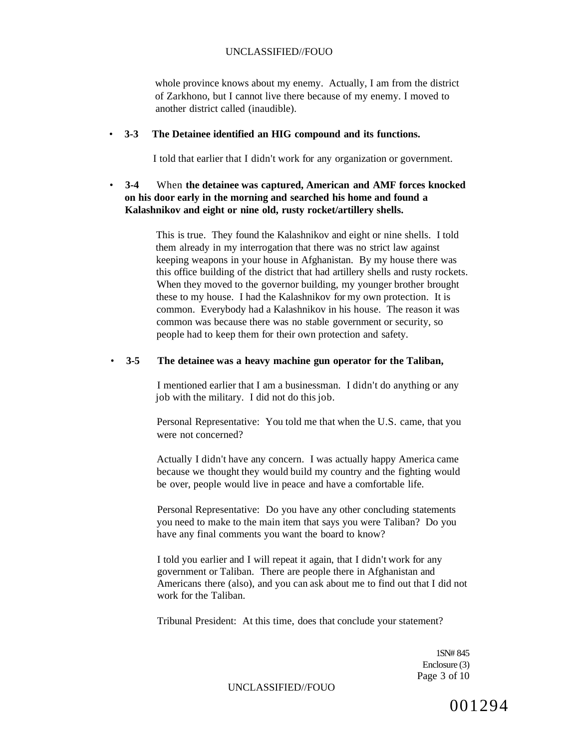whole province knows about my enemy. Actually, I am from the district of Zarkhono, but I cannot live there because of my enemy. I moved to another district called (inaudible).

- **3-3 The Detainee identified an HIG compound and its functions.**

  I told that earlier that I didn't work for any organization or government.

- **3-4** When **the detainee was captured, American and AMF forces knocked on his door early in the morning and searched his home and found a Kalashnikov and eight or nine old, rusty rocket/artillery shells.**

  This is true. They found the Kalashnikov and eight or nine shells. I told them already in my interrogation that there was no strict law against keeping weapons in your house in Afghanistan. By my house there was this office building of the district that had artillery shells and rusty rockets. When they moved to the governor building, my younger brother brought these to my house. I had the Kalashnikov for my own protection. It is common. Everybody had a Kalashnikov in his house. The reason it was common was because there was no stable government or security, so people had to keep them for their own protection and safety.

- **3-5 The detainee was a heavy machine gun operator for the Taliban,**

  I mentioned earlier that I am a businessman. I didn't do anything or any job with the military. I did not do this job.

  Personal Representative: You told me that when the U.S. came, that you were not concerned?

  Actually I didn't have any concern. I was actually happy America came because we thought they would build my country and the fighting would be over, people would live in peace and have a comfortable life.

  Personal Representative: Do you have any other concluding statements you need to make to the main item that says you were Taliban? Do you have any final comments you want the board to know?

  I told you earlier and I will repeat it again, that I didn't work for any government or Taliban. There are people there in Afghanistan and Americans there (also), and you can ask about me to find out that I did not work for the Taliban.

  Tribunal President: At this time, does that conclude your statement?

1SN# 845
Enclosure (3)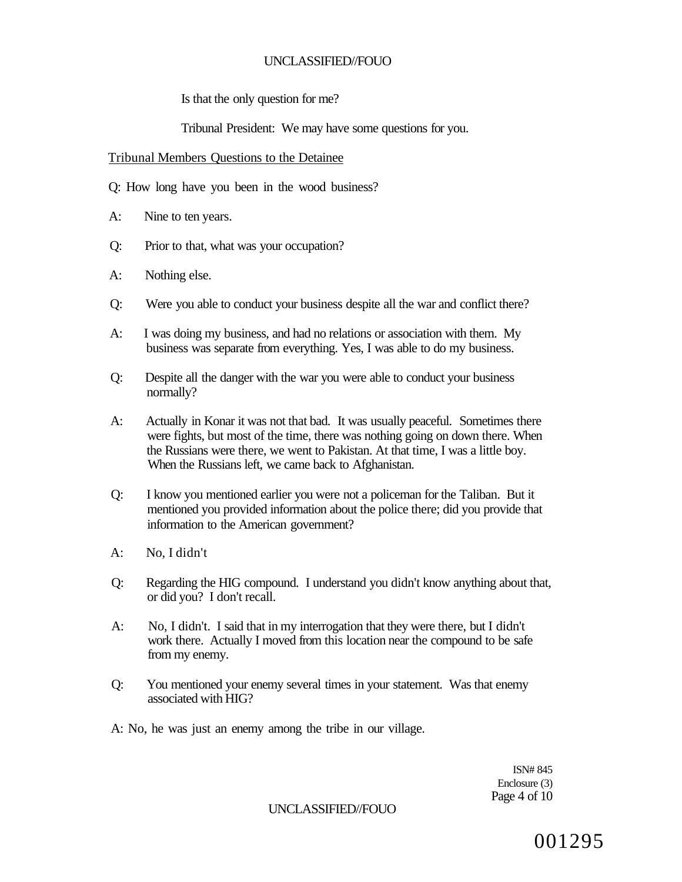Is that the only question for me?

Tribunal President: We may have some questions for you.

Tribunal Members Questions to the Detainee

Q: How long have you been in the wood business?

A: Nine to ten years.

Q: Prior to that, what was your occupation?

A: Nothing else.

Q: Were you able to conduct your business despite all the war and conflict there?

A: I was doing my business, and had no relations or association with them. My business was separate from everything. Yes, I was able to do my business.

Q: Despite all the danger with the war you were able to conduct your business normally?

A: Actually in Konar it was not that bad. It was usually peaceful. Sometimes there were fights, but most of the time, there was nothing going on down there. When the Russians were there, we went to Pakistan. At that time, I was a little boy. When the Russians left, we came back to Afghanistan.

Q: I know you mentioned earlier you were not a policeman for the Taliban. But it mentioned you provided information about the police there; did you provide that information to the American government?

A: No, I didn't

Q: Regarding the HIG compound. I understand you didn't know anything about that, or did you? I don't recall.

A: No, I didn't. I said that in my interrogation that they were there, but I didn't work there. Actually I moved from this location near the compound to be safe from my enemy.

Q: You mentioned your enemy several times in your statement. Was that enemy associated with HIG?

A: No, he was just an enemy among the tribe in our village.

ISN# 845
Enclosure (3)

001295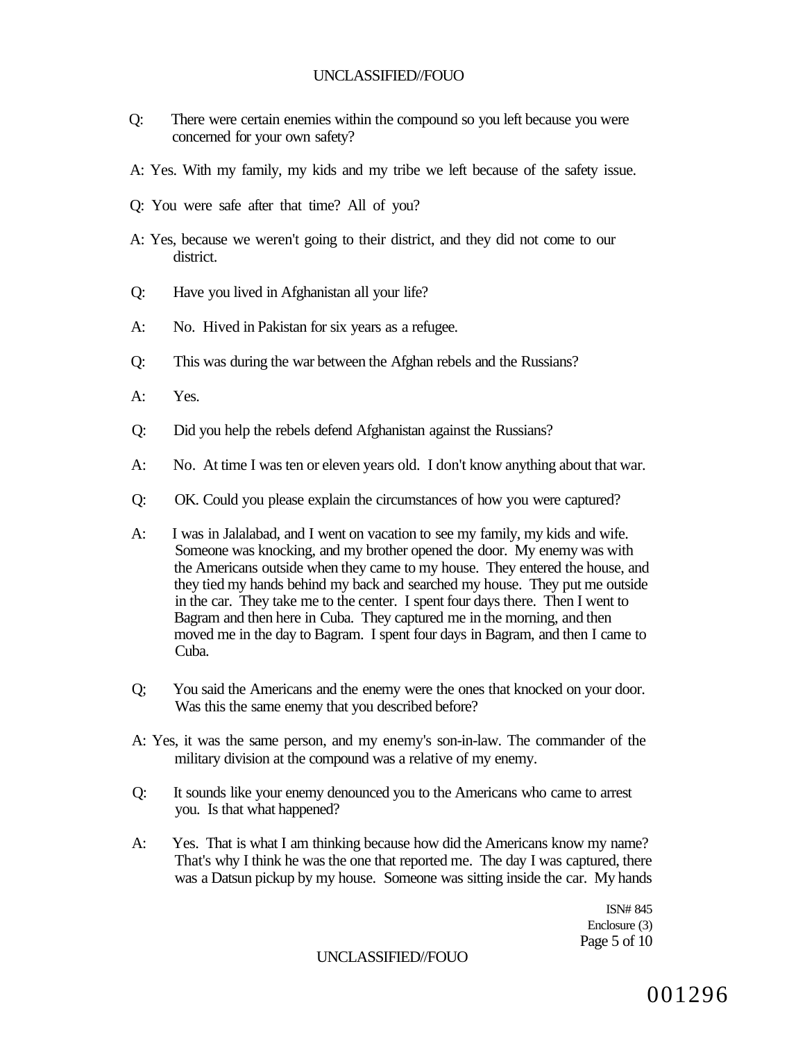Q: There were certain enemies within the compound so you left because you were concerned for your own safety?

A: Yes. With my family, my kids and my tribe we left because of the safety issue.

Q: You were safe after that time? All of you?

A: Yes, because we weren't going to their district, and they did not come to our district.

Q: Have you lived in Afghanistan all your life?

A: No. Hived in Pakistan for six years as a refugee.

Q: This was during the war between the Afghan rebels and the Russians?

A: Yes.

Q: Did you help the rebels defend Afghanistan against the Russians?

A: No. At time I was ten or eleven years old. I don't know anything about that war.

Q: OK. Could you please explain the circumstances of how you were captured?

A: I was in Jalalabad, and I went on vacation to see my family, my kids and wife. Someone was knocking, and my brother opened the door. My enemy was with the Americans outside when they came to my house. They entered the house, and they tied my hands behind my back and searched my house. They put me outside in the car. They take me to the center. I spent four days there. Then I went to Bagram and then here in Cuba. They captured me in the morning, and then moved me in the day to Bagram. I spent four days in Bagram, and then I came to Cuba.

Q; You said the Americans and the enemy were the ones that knocked on your door. Was this the same enemy that you described before?

A: Yes, it was the same person, and my enemy's son-in-law. The commander of the military division at the compound was a relative of my enemy.

Q: It sounds like your enemy denounced you to the Americans who came to arrest you. Is that what happened?

A: Yes. That is what I am thinking because how did the Americans know my name? That's why I think he was the one that reported me. The day I was captured, there was a Datsun pickup by my house. Someone was sitting inside the car. My hands

ISN# 845
Enclosure (3)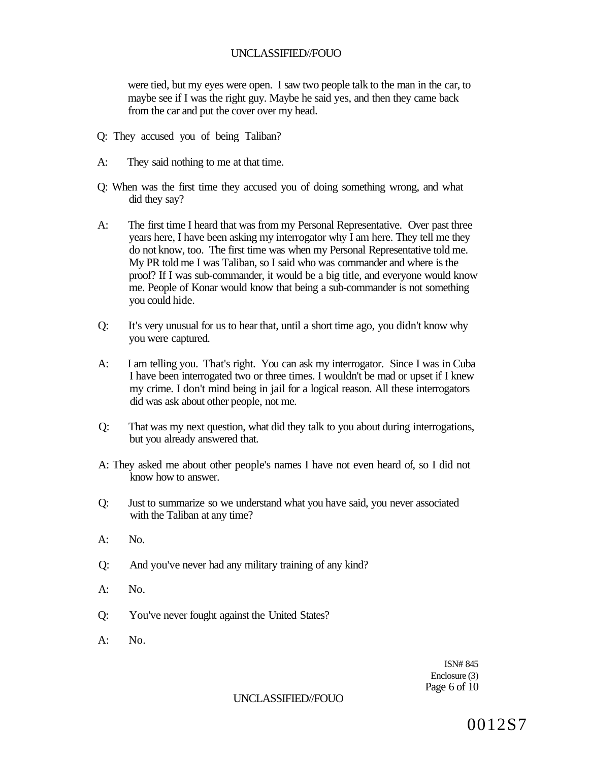were tied, but my eyes were open. I saw two people talk to the man in the car, to maybe see if I was the right guy. Maybe he said yes, and then they came back from the car and put the cover over my head.

Q: They accused you of being Taliban?

A: They said nothing to me at that time.

Q: When was the first time they accused you of doing something wrong, and what did they say?

A: The first time I heard that was from my Personal Representative. Over past three years here, I have been asking my interrogator why I am here. They tell me they do not know, too. The first time was when my Personal Representative told me. My PR told me I was Taliban, so I said who was commander and where is the proof? If I was sub-commander, it would be a big title, and everyone would know me. People of Konar would know that being a sub-commander is not something you could hide.

Q: It's very unusual for us to hear that, until a short time ago, you didn't know why you were captured.

A: I am telling you. That's right. You can ask my interrogator. Since I was in Cuba I have been interrogated two or three times. I wouldn't be mad or upset if I knew my crime. I don't mind being in jail for a logical reason. All these interrogators did was ask about other people, not me.

Q: That was my next question, what did they talk to you about during interrogations, but you already answered that.

A: They asked me about other people's names I have not even heard of, so I did not know how to answer.

Q: Just to summarize so we understand what you have said, you never associated with the Taliban at any time?

A: No.

Q: And you've never had any military training of any kind?

A: No.

Q: You've never fought against the United States?

A: No.

ISN# 845
Enclosure (3)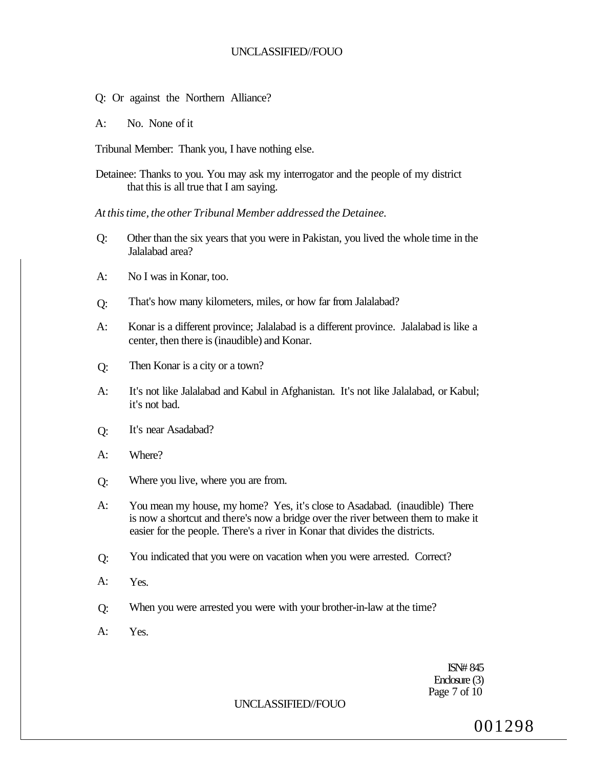Q: Or against the Northern Alliance?

A: No. None of it

Tribunal Member: Thank you, I have nothing else.

Detainee: Thanks to you. You may ask my interrogator and the people of my district that this is all true that I am saying.

*At this time, the other Tribunal Member addressed the Detainee.*

Q: Other than the six years that you were in Pakistan, you lived the whole time in the Jalalabad area?

A: No I was in Konar, too.

Q: That's how many kilometers, miles, or how far from Jalalabad?

A: Konar is a different province; Jalalabad is a different province. Jalalabad is like a center, then there is (inaudible) and Konar.

Q: Then Konar is a city or a town?

A: It's not like Jalalabad and Kabul in Afghanistan. It's not like Jalalabad, or Kabul; it's not bad.

Q: It's near Asadabad?

A: Where?

Q: Where you live, where you are from.

A: You mean my house, my home? Yes, it's close to Asadabad. (inaudible) There is now a shortcut and there's now a bridge over the river between them to make it easier for the people. There's a river in Konar that divides the districts.

Q: You indicated that you were on vacation when you were arrested. Correct?

A: Yes.

Q: When you were arrested you were with your brother-in-law at the time?

A: Yes.

ISN# 845
Enclosure (3)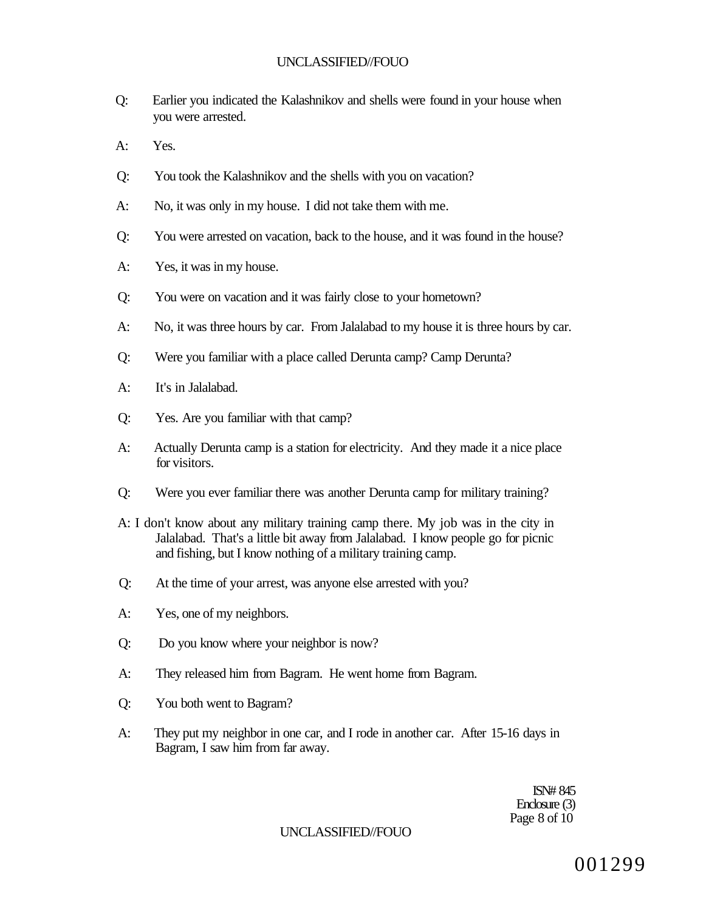Q: Earlier you indicated the Kalashnikov and shells were found in your house when you were arrested.

A: Yes.

Q: You took the Kalashnikov and the shells with you on vacation?

A: No, it was only in my house. I did not take them with me.

Q: You were arrested on vacation, back to the house, and it was found in the house?

A: Yes, it was in my house.

Q: You were on vacation and it was fairly close to your hometown?

A: No, it was three hours by car. From Jalalabad to my house it is three hours by car.

Q: Were you familiar with a place called Derunta camp? Camp Derunta?

A: It's in Jalalabad.

Q: Yes. Are you familiar with that camp?

A: Actually Derunta camp is a station for electricity. And they made it a nice place for visitors.

Q: Were you ever familiar there was another Derunta camp for military training?

A: I don't know about any military training camp there. My job was in the city in Jalalabad. That's a little bit away from Jalalabad. I know people go for picnic and fishing, but I know nothing of a military training camp.

Q: At the time of your arrest, was anyone else arrested with you?

A: Yes, one of my neighbors.

Q: Do you know where your neighbor is now?

A: They released him from Bagram. He went home from Bagram.

Q: You both went to Bagram?

A: They put my neighbor in one car, and I rode in another car. After 15-16 days in Bagram, I saw him from far away.

ISN# 845
Enclosure (3)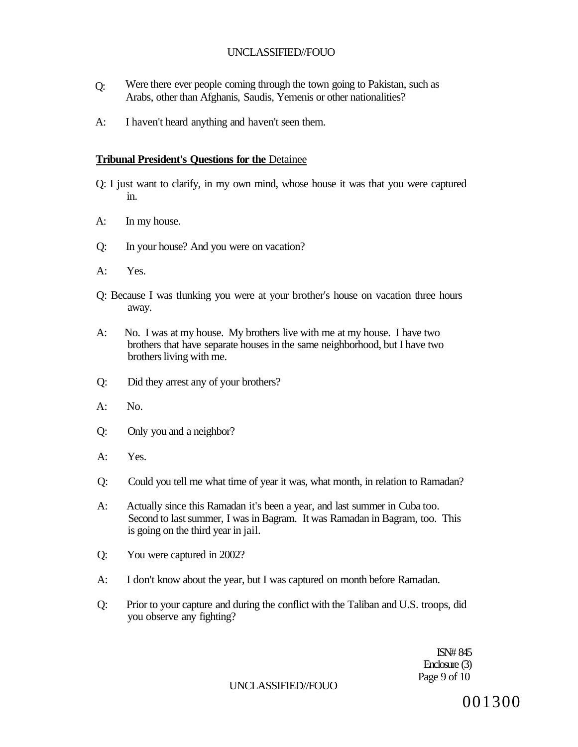Q: Were there ever people coming through the town going to Pakistan, such as Arabs, other than Afghanis, Saudis, Yemenis or other nationalities?

A: I haven't heard anything and haven't seen them.

**Tribunal President's Questions for the** Detainee

Q: I just want to clarify, in my own mind, whose house it was that you were captured in.

A: In my house.

Q: In your house? And you were on vacation?

A: Yes.

Q: Because I was tlunking you were at your brother's house on vacation three hours away.

A: No. I was at my house. My brothers live with me at my house. I have two brothers that have separate houses in the same neighborhood, but I have two brothers living with me.

Q: Did they arrest any of your brothers?

A: No.

Q: Only you and a neighbor?

A: Yes.

Q: Could you tell me what time of year it was, what month, in relation to Ramadan?

A: Actually since this Ramadan it's been a year, and last summer in Cuba too. Second to last summer, I was in Bagram. It was Ramadan in Bagram, too. This is going on the third year in jail.

Q: You were captured in 2002?

A: I don't know about the year, but I was captured on month before Ramadan.

Q: Prior to your capture and during the conflict with the Taliban and U.S. troops, did you observe any fighting?

ISN# 845
Enclosure (3)

001300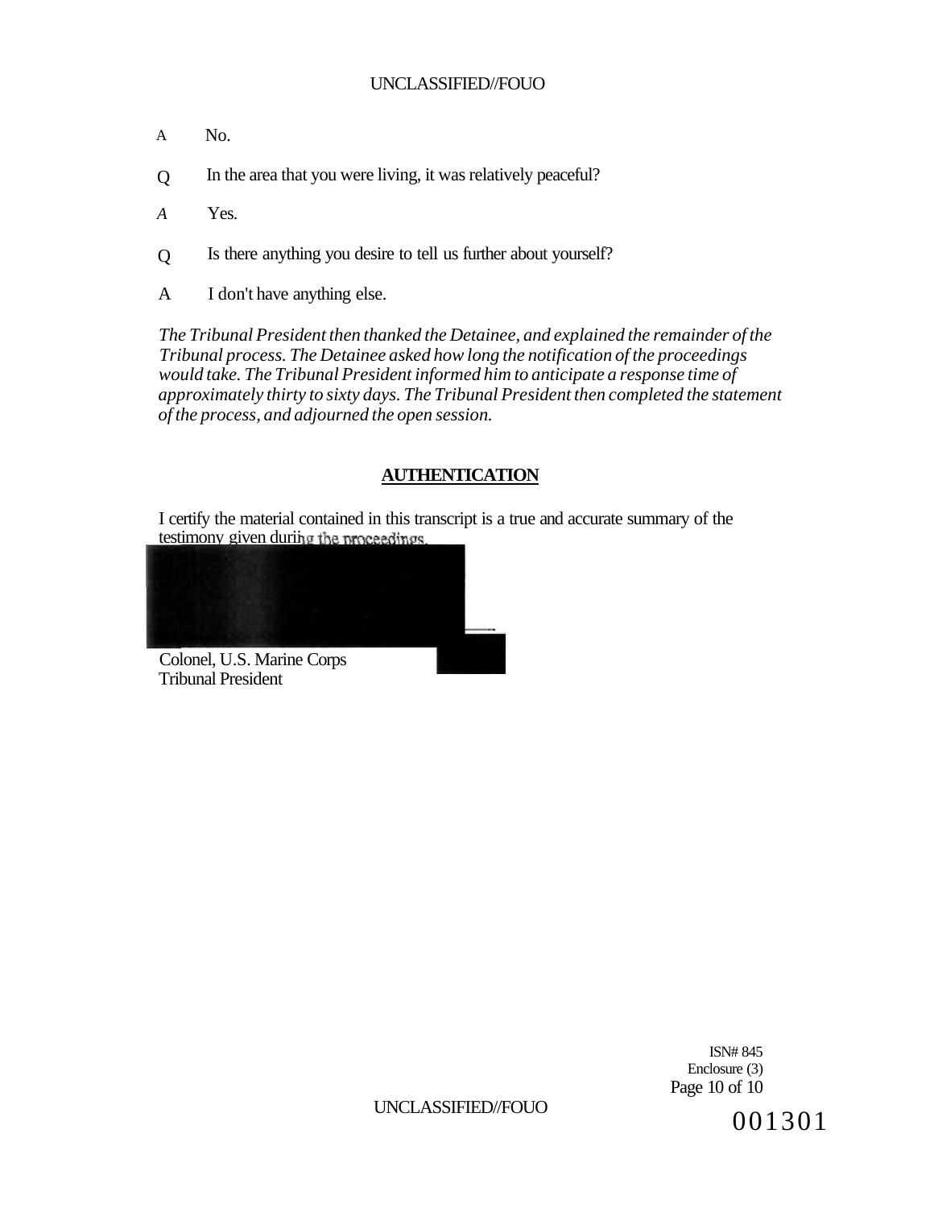A No.

Q In the area that you were living, it was relatively peaceful?

*A* Yes.

Q Is there anything you desire to tell us further about yourself?

A I don't have anything else.

*The Tribunal President then thanked the Detainee, and explained the remainder of the Tribunal process. The Detainee asked how long the notification of the proceedings would take. The Tribunal President informed him to anticipate a response time of approximately thirty to sixty days. The Tribunal President then completed the statement of the process, and adjourned the open session.*

## **AUTHENTICATION**

I certify the material contained in this transcript is a true and accurate summary of the testimony given during the proceedings.

Colonel, U.S. Marine Corps
Tribunal President

ISN# 845
Enclosure (3)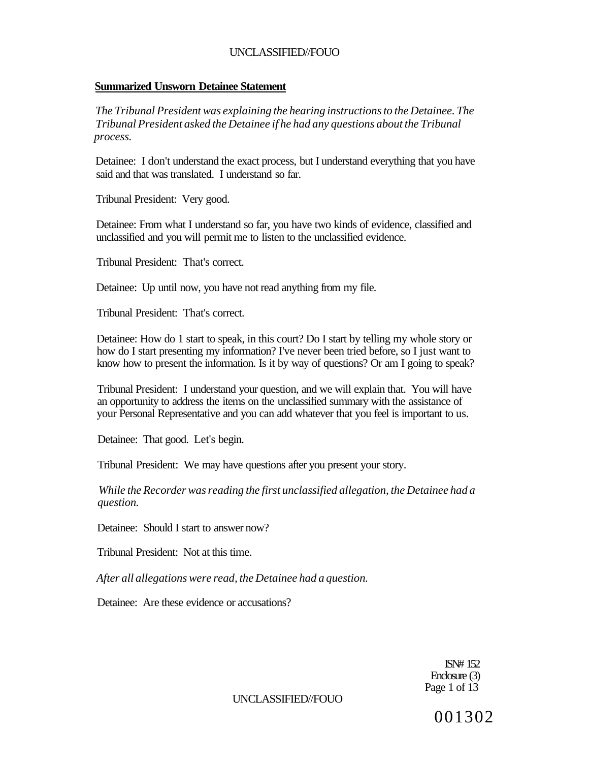**Summarized Unsworn Detainee Statement**

*The Tribunal President was explaining the hearing instructions to the Detainee. The Tribunal President asked the Detainee if he had any questions about the Tribunal process.*

Detainee: I don't understand the exact process, but I understand everything that you have said and that was translated. I understand so far.

Tribunal President: Very good.

Detainee: From what I understand so far, you have two kinds of evidence, classified and unclassified and you will permit me to listen to the unclassified evidence.

Tribunal President: That's correct.

Detainee: Up until now, you have not read anything from my file.

Tribunal President: That's correct.

Detainee: How do 1 start to speak, in this court? Do I start by telling my whole story or how do I start presenting my information? I've never been tried before, so I just want to know how to present the information. Is it by way of questions? Or am I going to speak?

Tribunal President: I understand your question, and we will explain that. You will have an opportunity to address the items on the unclassified summary with the assistance of your Personal Representative and you can add whatever that you feel is important to us.

Detainee: That good. Let's begin.

Tribunal President: We may have questions after you present your story.

*While the Recorder was reading the first unclassified allegation, the Detainee had a question.*

Detainee: Should I start to answer now?

Tribunal President: Not at this time.

*After all allegations were read, the Detainee had a question.*

Detainee: Are these evidence or accusations?

ISN# 152
Enclosure (3)

001302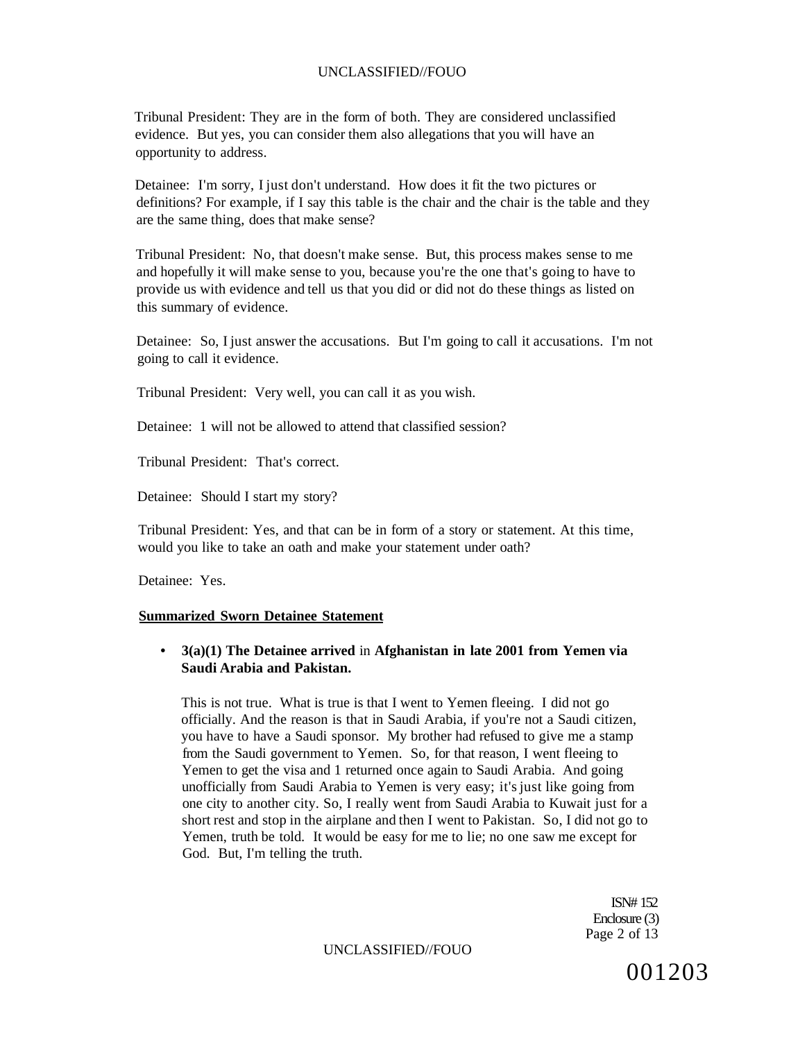Tribunal President: They are in the form of both. They are considered unclassified evidence. But yes, you can consider them also allegations that you will have an opportunity to address.

Detainee: I'm sorry, I just don't understand. How does it fit the two pictures or definitions? For example, if I say this table is the chair and the chair is the table and they are the same thing, does that make sense?

Tribunal President: No, that doesn't make sense. But, this process makes sense to me and hopefully it will make sense to you, because you're the one that's going to have to provide us with evidence and tell us that you did or did not do these things as listed on this summary of evidence.

Detainee: So, I just answer the accusations. But I'm going to call it accusations. I'm not going to call it evidence.

Tribunal President: Very well, you can call it as you wish.

Detainee: 1 will not be allowed to attend that classified session?

Tribunal President: That's correct.

Detainee: Should I start my story?

Tribunal President: Yes, and that can be in form of a story or statement. At this time, would you like to take an oath and make your statement under oath?

Detainee: Yes.

**Summarized Sworn Detainee Statement**

- **3(a)(1) The Detainee arrived** in **Afghanistan in late 2001 from Yemen via Saudi Arabia and Pakistan.**

  This is not true. What is true is that I went to Yemen fleeing. I did not go officially. And the reason is that in Saudi Arabia, if you're not a Saudi citizen, you have to have a Saudi sponsor. My brother had refused to give me a stamp from the Saudi government to Yemen. So, for that reason, I went fleeing to Yemen to get the visa and 1 returned once again to Saudi Arabia. And going unofficially from Saudi Arabia to Yemen is very easy; it's just like going from one city to another city. So, I really went from Saudi Arabia to Kuwait just for a short rest and stop in the airplane and then I went to Pakistan. So, I did not go to Yemen, truth be told. It would be easy for me to lie; no one saw me except for God. But, I'm telling the truth.

ISN# 152
Enclosure (3)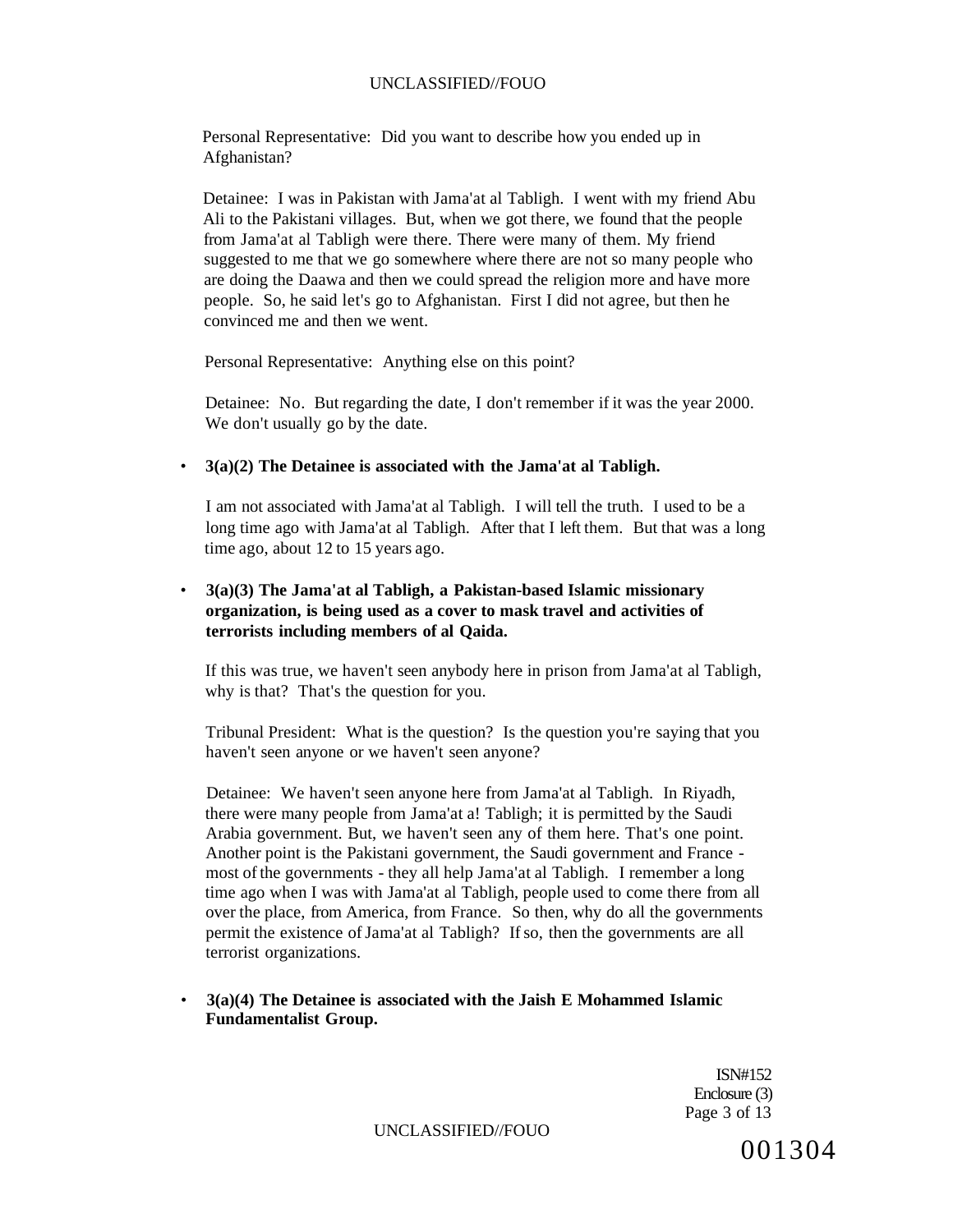Personal Representative: Did you want to describe how you ended up in Afghanistan?

Detainee: I was in Pakistan with Jama'at al Tabligh. I went with my friend Abu Ali to the Pakistani villages. But, when we got there, we found that the people from Jama'at al Tabligh were there. There were many of them. My friend suggested to me that we go somewhere where there are not so many people who are doing the Daawa and then we could spread the religion more and have more people. So, he said let's go to Afghanistan. First I did not agree, but then he convinced me and then we went.

Personal Representative: Anything else on this point?

Detainee: No. But regarding the date, I don't remember if it was the year 2000. We don't usually go by the date.

- **3(a)(2) The Detainee is associated with the Jama'at al Tabligh.**

I am not associated with Jama'at al Tabligh. I will tell the truth. I used to be a long time ago with Jama'at al Tabligh. After that I left them. But that was a long time ago, about 12 to 15 years ago.

- **3(a)(3) The Jama'at al Tabligh, a Pakistan-based Islamic missionary organization, is being used as a cover to mask travel and activities of terrorists including members of al Qaida.**

If this was true, we haven't seen anybody here in prison from Jama'at al Tabligh, why is that? That's the question for you.

Tribunal President: What is the question? Is the question you're saying that you haven't seen anyone or we haven't seen anyone?

Detainee: We haven't seen anyone here from Jama'at al Tabligh. In Riyadh, there were many people from Jama'at a! Tabligh; it is permitted by the Saudi Arabia government. But, we haven't seen any of them here. That's one point. Another point is the Pakistani government, the Saudi government and France - most of the governments - they all help Jama'at al Tabligh. I remember a long time ago when I was with Jama'at al Tabligh, people used to come there from all over the place, from America, from France. So then, why do all the governments permit the existence of Jama'at al Tabligh? If so, then the governments are all terrorist organizations.

- **3(a)(4) The Detainee is associated with the Jaish E Mohammed Islamic Fundamentalist Group.**

ISN#152
Enclosure (3)

001304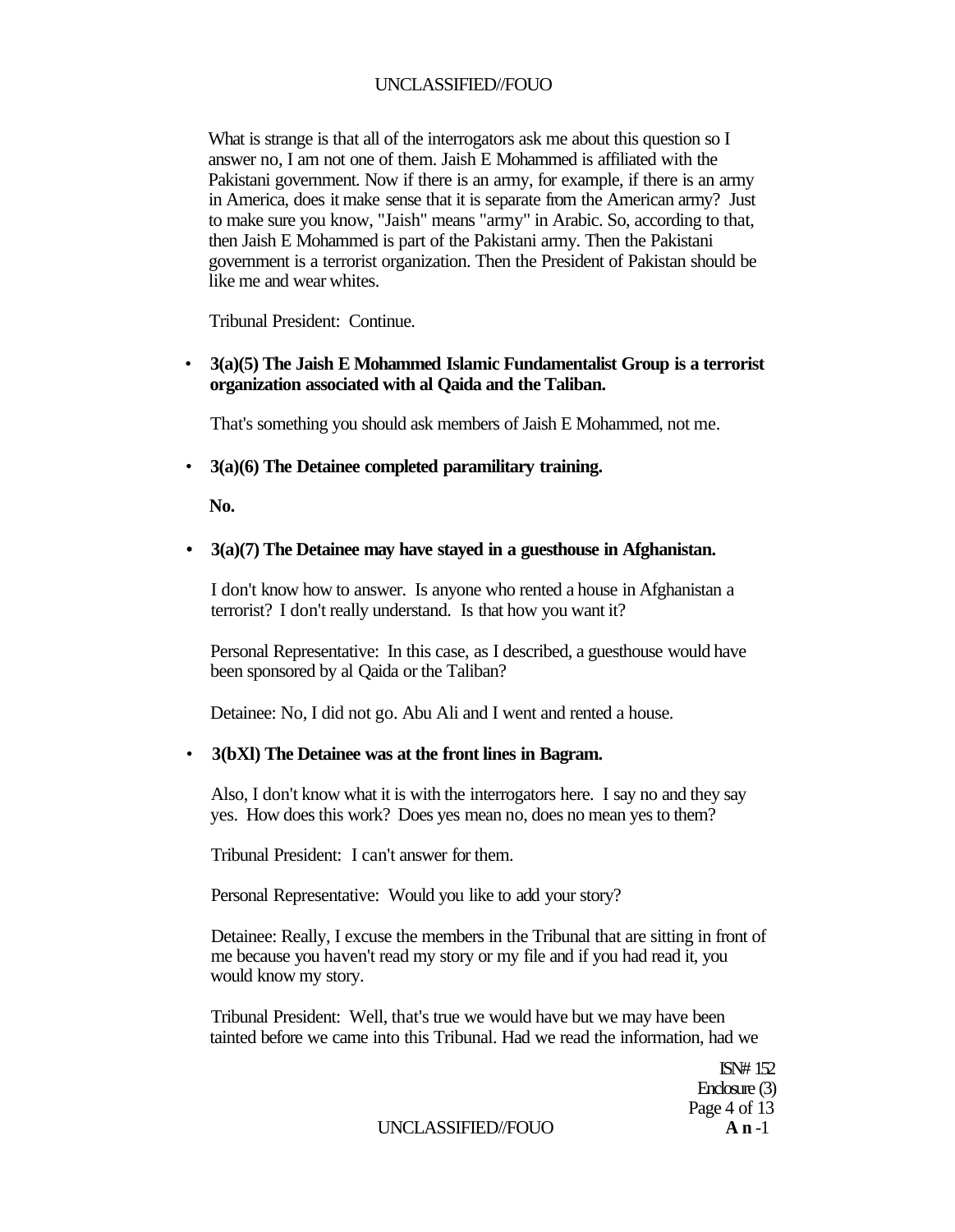What is strange is that all of the interrogators ask me about this question so I answer no, I am not one of them. Jaish E Mohammed is affiliated with the Pakistani government. Now if there is an army, for example, if there is an army in America, does it make sense that it is separate from the American army? Just to make sure you know, "Jaish" means "army" in Arabic. So, according to that, then Jaish E Mohammed is part of the Pakistani army. Then the Pakistani government is a terrorist organization. Then the President of Pakistan should be like me and wear whites.

Tribunal President: Continue.

- **3(a)(5) The Jaish E Mohammed Islamic Fundamentalist Group is a terrorist organization associated with al Qaida and the Taliban.**

  That's something you should ask members of Jaish E Mohammed, not me.

- **3(a)(6) The Detainee completed paramilitary training.**

  **No.**

- **3(a)(7) The Detainee may have stayed in a guesthouse in Afghanistan.**

  I don't know how to answer. Is anyone who rented a house in Afghanistan a terrorist? I don't really understand. Is that how you want it?

  Personal Representative: In this case, as I described, a guesthouse would have been sponsored by al Qaida or the Taliban?

  Detainee: No, I did not go. Abu Ali and I went and rented a house.

- **3(bXl) The Detainee was at the front lines in Bagram.**

  Also, I don't know what it is with the interrogators here. I say no and they say yes. How does this work? Does yes mean no, does no mean yes to them?

  Tribunal President: I can't answer for them.

  Personal Representative: Would you like to add your story?

  Detainee: Really, I excuse the members in the Tribunal that are sitting in front of me because you haven't read my story or my file and if you had read it, you would know my story.

  Tribunal President: Well, that's true we would have but we may have been tainted before we came into this Tribunal. Had we read the information, had we

ISN# 152
Enclosure (3)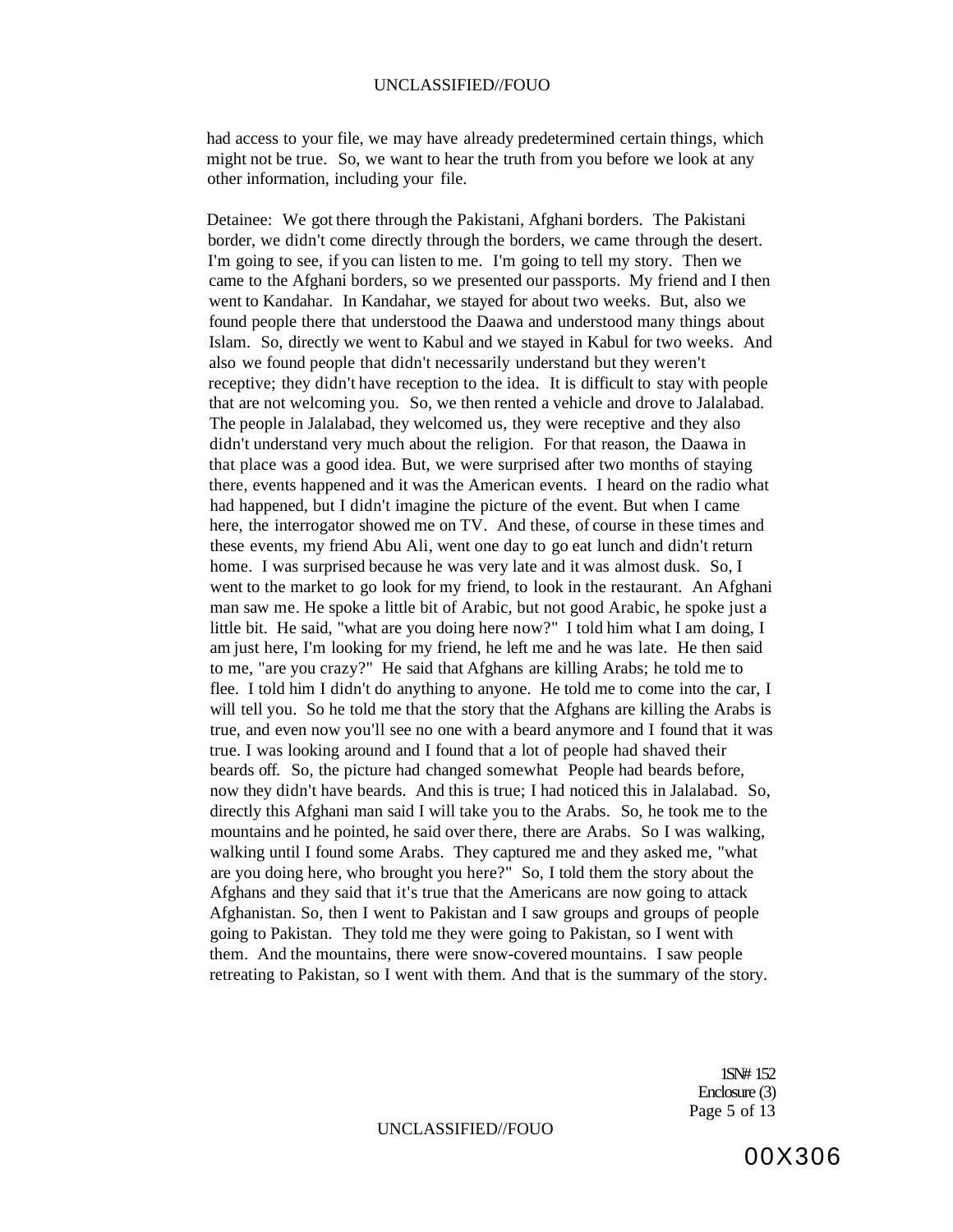had access to your file, we may have already predetermined certain things, which might not be true. So, we want to hear the truth from you before we look at any other information, including your file.

Detainee: We got there through the Pakistani, Afghani borders. The Pakistani border, we didn't come directly through the borders, we came through the desert. I'm going to see, if you can listen to me. I'm going to tell my story. Then we came to the Afghani borders, so we presented our passports. My friend and I then went to Kandahar. In Kandahar, we stayed for about two weeks. But, also we found people there that understood the Daawa and understood many things about Islam. So, directly we went to Kabul and we stayed in Kabul for two weeks. And also we found people that didn't necessarily understand but they weren't receptive; they didn't have reception to the idea. It is difficult to stay with people that are not welcoming you. So, we then rented a vehicle and drove to Jalalabad. The people in Jalalabad, they welcomed us, they were receptive and they also didn't understand very much about the religion. For that reason, the Daawa in that place was a good idea. But, we were surprised after two months of staying there, events happened and it was the American events. I heard on the radio what had happened, but I didn't imagine the picture of the event. But when I came here, the interrogator showed me on TV. And these, of course in these times and these events, my friend Abu Ali, went one day to go eat lunch and didn't return home. I was surprised because he was very late and it was almost dusk. So, I went to the market to go look for my friend, to look in the restaurant. An Afghani man saw me. He spoke a little bit of Arabic, but not good Arabic, he spoke just a little bit. He said, "what are you doing here now?" I told him what I am doing, I am just here, I'm looking for my friend, he left me and he was late. He then said to me, "are you crazy?" He said that Afghans are killing Arabs; he told me to flee. I told him I didn't do anything to anyone. He told me to come into the car, I will tell you. So he told me that the story that the Afghans are killing the Arabs is true, and even now you'll see no one with a beard anymore and I found that it was true. I was looking around and I found that a lot of people had shaved their beards off. So, the picture had changed somewhat People had beards before, now they didn't have beards. And this is true; I had noticed this in Jalalabad. So, directly this Afghani man said I will take you to the Arabs. So, he took me to the mountains and he pointed, he said over there, there are Arabs. So I was walking, walking until I found some Arabs. They captured me and they asked me, "what are you doing here, who brought you here?" So, I told them the story about the Afghans and they said that it's true that the Americans are now going to attack Afghanistan. So, then I went to Pakistan and I saw groups and groups of people going to Pakistan. They told me they were going to Pakistan, so I went with them. And the mountains, there were snow-covered mountains. I saw people retreating to Pakistan, so I went with them. And that is the summary of the story.

ISN# 152
Enclosure (3)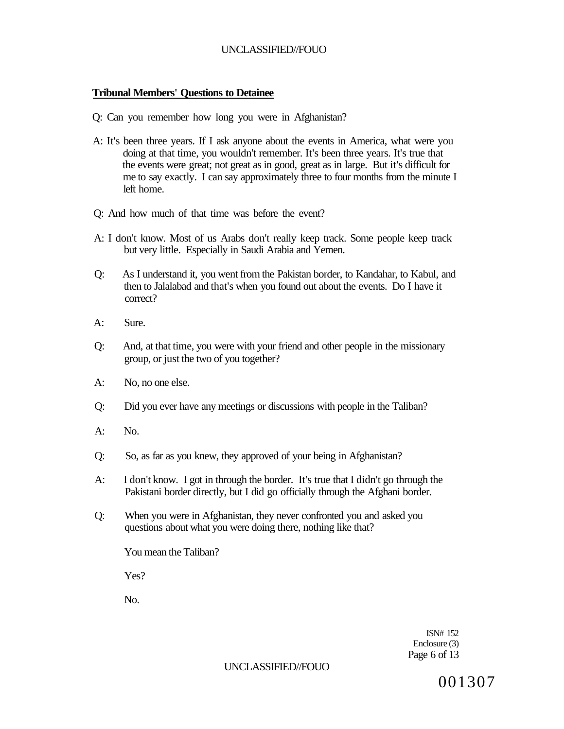**Tribunal Members' Questions to Detainee**

Q: Can you remember how long you were in Afghanistan?

A: It's been three years. If I ask anyone about the events in America, what were you doing at that time, you wouldn't remember. It's been three years. It's true that the events were great; not great as in good, great as in large. But it's difficult for me to say exactly. I can say approximately three to four months from the minute I left home.

Q: And how much of that time was before the event?

A: I don't know. Most of us Arabs don't really keep track. Some people keep track but very little. Especially in Saudi Arabia and Yemen.

Q: As I understand it, you went from the Pakistan border, to Kandahar, to Kabul, and then to Jalalabad and that's when you found out about the events. Do I have it correct?

A: Sure.

Q: And, at that time, you were with your friend and other people in the missionary group, or just the two of you together?

A: No, no one else.

Q: Did you ever have any meetings or discussions with people in the Taliban?

A: No.

Q: So, as far as you knew, they approved of your being in Afghanistan?

A: I don't know. I got in through the border. It's true that I didn't go through the Pakistani border directly, but I did go officially through the Afghani border.

Q: When you were in Afghanistan, they never confronted you and asked you questions about what you were doing there, nothing like that?

You mean the Taliban?

Yes?

No.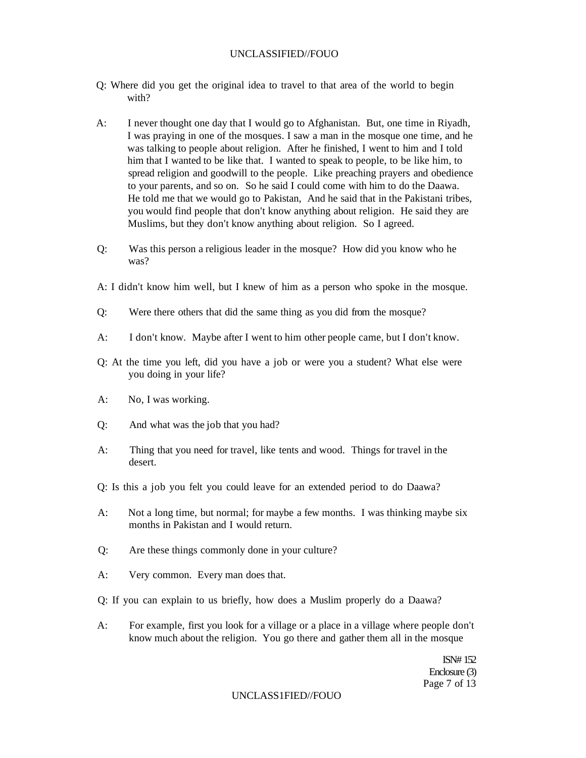Q: Where did you get the original idea to travel to that area of the world to begin with?

A: I never thought one day that I would go to Afghanistan. But, one time in Riyadh, I was praying in one of the mosques. I saw a man in the mosque one time, and he was talking to people about religion. After he finished, I went to him and I told him that I wanted to be like that. I wanted to speak to people, to be like him, to spread religion and goodwill to the people. Like preaching prayers and obedience to your parents, and so on. So he said I could come with him to do the Daawa. He told me that we would go to Pakistan, And he said that in the Pakistani tribes, you would find people that don't know anything about religion. He said they are Muslims, but they don't know anything about religion. So I agreed.

Q: Was this person a religious leader in the mosque? How did you know who he was?

A: I didn't know him well, but I knew of him as a person who spoke in the mosque.

Q: Were there others that did the same thing as you did from the mosque?

A: I don't know. Maybe after I went to him other people came, but I don't know.

Q: At the time you left, did you have a job or were you a student? What else were you doing in your life?

A: No, I was working.

Q: And what was the job that you had?

A: Thing that you need for travel, like tents and wood. Things for travel in the desert.

Q: Is this a job you felt you could leave for an extended period to do Daawa?

A: Not a long time, but normal; for maybe a few months. I was thinking maybe six months in Pakistan and I would return.

Q: Are these things commonly done in your culture?

A: Very common. Every man does that.

Q: If you can explain to us briefly, how does a Muslim properly do a Daawa?

A: For example, first you look for a village or a place in a village where people don't know much about the religion. You go there and gather them all in the mosque

ISN# 152
Enclosure (3)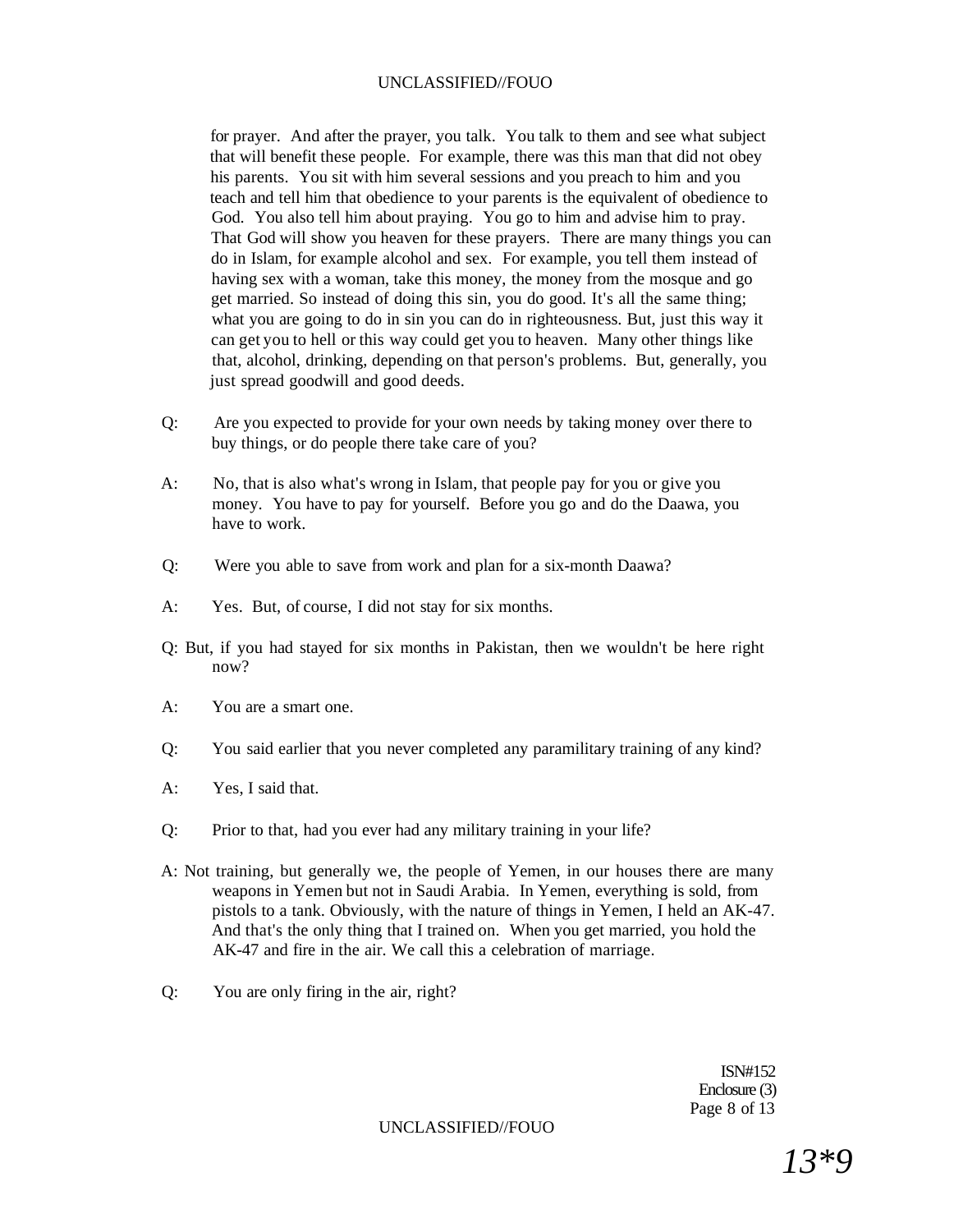for prayer. And after the prayer, you talk. You talk to them and see what subject that will benefit these people. For example, there was this man that did not obey his parents. You sit with him several sessions and you preach to him and you teach and tell him that obedience to your parents is the equivalent of obedience to God. You also tell him about praying. You go to him and advise him to pray. That God will show you heaven for these prayers. There are many things you can do in Islam, for example alcohol and sex. For example, you tell them instead of having sex with a woman, take this money, the money from the mosque and go get married. So instead of doing this sin, you do good. It's all the same thing; what you are going to do in sin you can do in righteousness. But, just this way it can get you to hell or this way could get you to heaven. Many other things like that, alcohol, drinking, depending on that person's problems. But, generally, you just spread goodwill and good deeds.

Q: Are you expected to provide for your own needs by taking money over there to buy things, or do people there take care of you?

A: No, that is also what's wrong in Islam, that people pay for you or give you money. You have to pay for yourself. Before you go and do the Daawa, you have to work.

Q: Were you able to save from work and plan for a six-month Daawa?

A: Yes. But, of course, I did not stay for six months.

Q: But, if you had stayed for six months in Pakistan, then we wouldn't be here right now?

A: You are a smart one.

Q: You said earlier that you never completed any paramilitary training of any kind?

A: Yes, I said that.

Q: Prior to that, had you ever had any military training in your life?

A: Not training, but generally we, the people of Yemen, in our houses there are many weapons in Yemen but not in Saudi Arabia. In Yemen, everything is sold, from pistols to a tank. Obviously, with the nature of things in Yemen, I held an AK-47. And that's the only thing that I trained on. When you get married, you hold the AK-47 and fire in the air. We call this a celebration of marriage.

Q: You are only firing in the air, right?

ISN#152
Enclosure (3)

13*9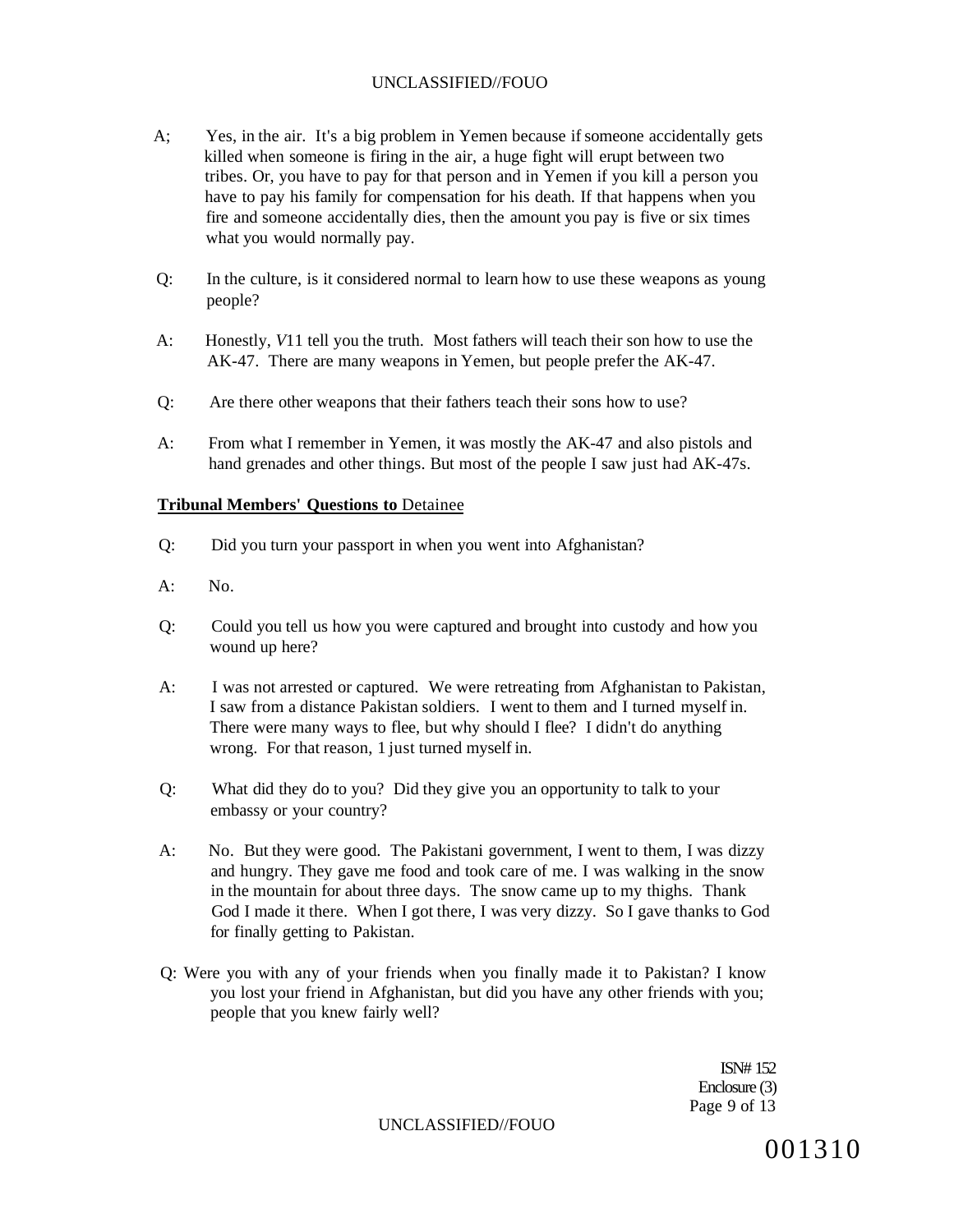A; Yes, in the air. It's a big problem in Yemen because if someone accidentally gets killed when someone is firing in the air, a huge fight will erupt between two tribes. Or, you have to pay for that person and in Yemen if you kill a person you have to pay his family for compensation for his death. If that happens when you fire and someone accidentally dies, then the amount you pay is five or six times what you would normally pay.

Q: In the culture, is it considered normal to learn how to use these weapons as young people?

A: Honestly, *V*11 tell you the truth. Most fathers will teach their son how to use the AK-47. There are many weapons in Yemen, but people prefer the AK-47.

Q: Are there other weapons that their fathers teach their sons how to use?

A: From what I remember in Yemen, it was mostly the AK-47 and also pistols and hand grenades and other things. But most of the people I saw just had AK-47s.

**Tribunal Members' Questions to** Detainee

Q: Did you turn your passport in when you went into Afghanistan?

A: No.

Q: Could you tell us how you were captured and brought into custody and how you wound up here?

A: I was not arrested or captured. We were retreating from Afghanistan to Pakistan, I saw from a distance Pakistan soldiers. I went to them and I turned myself in. There were many ways to flee, but why should I flee? I didn't do anything wrong. For that reason, 1 just turned myself in.

Q: What did they do to you? Did they give you an opportunity to talk to your embassy or your country?

A: No. But they were good. The Pakistani government, I went to them, I was dizzy and hungry. They gave me food and took care of me. I was walking in the snow in the mountain for about three days. The snow came up to my thighs. Thank God I made it there. When I got there, I was very dizzy. So I gave thanks to God for finally getting to Pakistan.

Q: Were you with any of your friends when you finally made it to Pakistan? I know you lost your friend in Afghanistan, but did you have any other friends with you; people that you knew fairly well?

ISN# 152
Enclosure (3)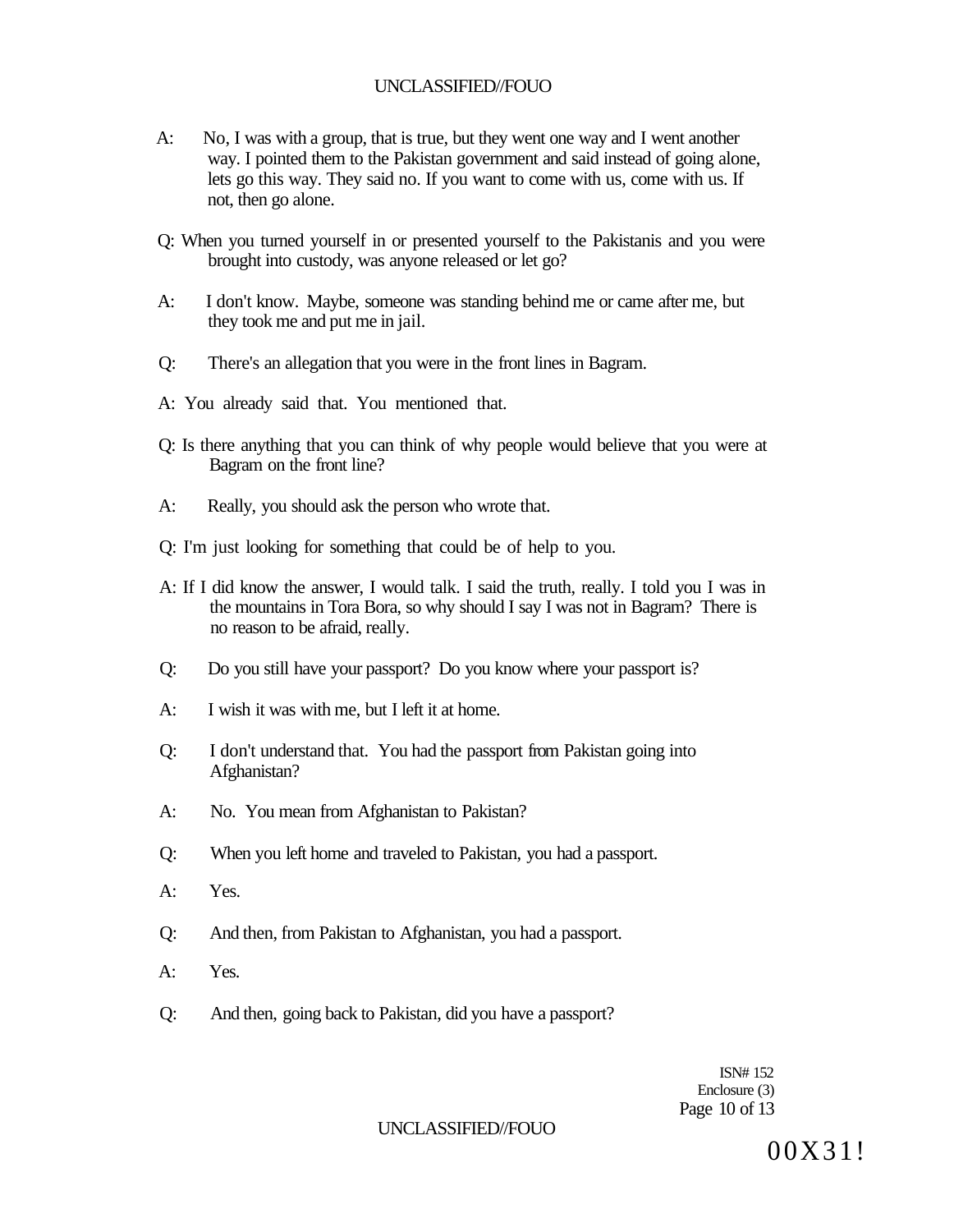A: No, I was with a group, that is true, but they went one way and I went another way. I pointed them to the Pakistan government and said instead of going alone, lets go this way. They said no. If you want to come with us, come with us. If not, then go alone.

Q: When you turned yourself in or presented yourself to the Pakistanis and you were brought into custody, was anyone released or let go?

A: I don't know. Maybe, someone was standing behind me or came after me, but they took me and put me in jail.

Q: There's an allegation that you were in the front lines in Bagram.

A: You already said that. You mentioned that.

Q: Is there anything that you can think of why people would believe that you were at Bagram on the front line?

A: Really, you should ask the person who wrote that.

Q: I'm just looking for something that could be of help to you.

A: If I did know the answer, I would talk. I said the truth, really. I told you I was in the mountains in Tora Bora, so why should I say I was not in Bagram? There is no reason to be afraid, really.

Q: Do you still have your passport? Do you know where your passport is?

A: I wish it was with me, but I left it at home.

Q: I don't understand that. You had the passport from Pakistan going into Afghanistan?

A: No. You mean from Afghanistan to Pakistan?

Q: When you left home and traveled to Pakistan, you had a passport.

A: Yes.

Q: And then, from Pakistan to Afghanistan, you had a passport.

A: Yes.

Q: And then, going back to Pakistan, did you have a passport?

ISN# 152
Enclosure (3)

00X31!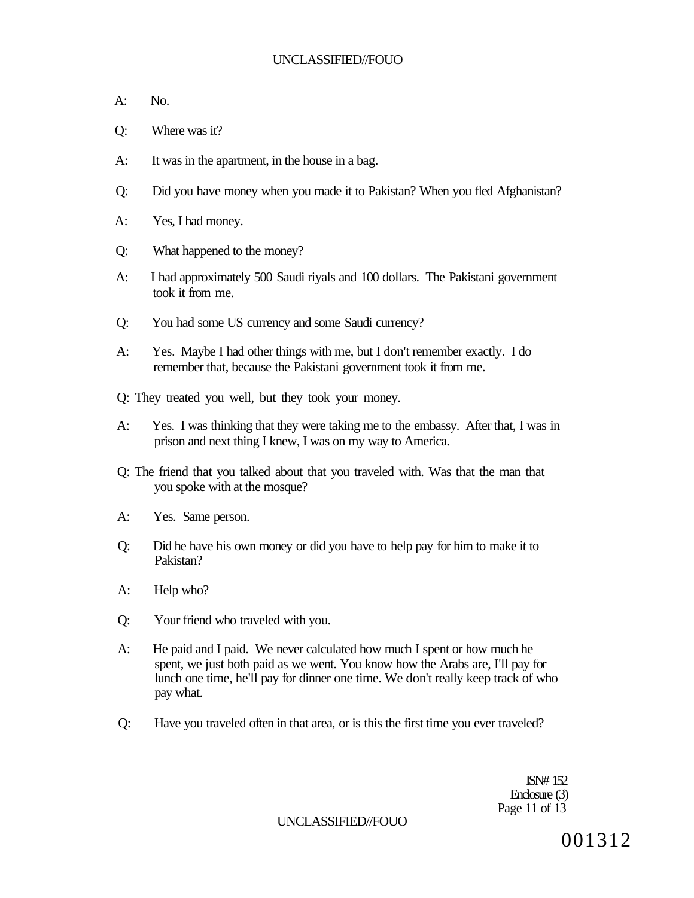A: No.

Q: Where was it?

A: It was in the apartment, in the house in a bag.

Q: Did you have money when you made it to Pakistan? When you fled Afghanistan?

A: Yes, I had money.

Q: What happened to the money?

A: I had approximately 500 Saudi riyals and 100 dollars. The Pakistani government took it from me.

Q: You had some US currency and some Saudi currency?

A: Yes. Maybe I had other things with me, but I don't remember exactly. I do remember that, because the Pakistani government took it from me.

Q: They treated you well, but they took your money.

A: Yes. I was thinking that they were taking me to the embassy. After that, I was in prison and next thing I knew, I was on my way to America.

Q: The friend that you talked about that you traveled with. Was that the man that you spoke with at the mosque?

A: Yes. Same person.

Q: Did he have his own money or did you have to help pay for him to make it to Pakistan?

A: Help who?

Q: Your friend who traveled with you.

A: He paid and I paid. We never calculated how much I spent or how much he spent, we just both paid as we went. You know how the Arabs are, I'll pay for lunch one time, he'll pay for dinner one time. We don't really keep track of who pay what.

Q: Have you traveled often in that area, or is this the first time you ever traveled?

ISN# 152
Enclosure (3)

001312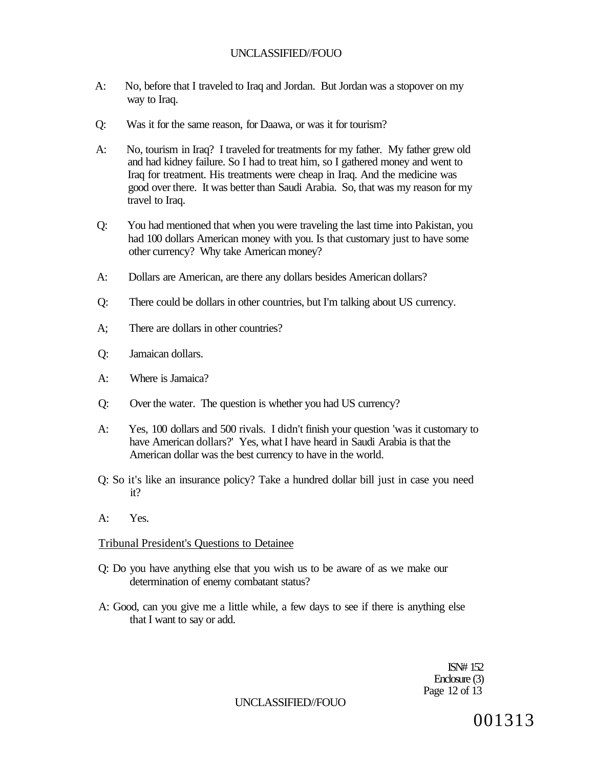A: No, before that I traveled to Iraq and Jordan. But Jordan was a stopover on my way to Iraq.

Q: Was it for the same reason, for Daawa, or was it for tourism?

A: No, tourism in Iraq? I traveled for treatments for my father. My father grew old and had kidney failure. So I had to treat him, so I gathered money and went to Iraq for treatment. His treatments were cheap in Iraq. And the medicine was good over there. It was better than Saudi Arabia. So, that was my reason for my travel to Iraq.

Q: You had mentioned that when you were traveling the last time into Pakistan, you had 100 dollars American money with you. Is that customary just to have some other currency? Why take American money?

A: Dollars are American, are there any dollars besides American dollars?

Q: There could be dollars in other countries, but I'm talking about US currency.

A; There are dollars in other countries?

Q: Jamaican dollars.

A: Where is Jamaica?

Q: Over the water. The question is whether you had US currency?

A: Yes, 100 dollars and 500 rivals. I didn't finish your question 'was it customary to have American dollars?' Yes, what I have heard in Saudi Arabia is that the American dollar was the best currency to have in the world.

Q: So it's like an insurance policy? Take a hundred dollar bill just in case you need it?

A: Yes.

Tribunal President's Questions to Detainee

Q: Do you have anything else that you wish us to be aware of as we make our determination of enemy combatant status?

A: Good, can you give me a little while, a few days to see if there is anything else that I want to say or add.

ISN# 152
Enclosure (3)

001313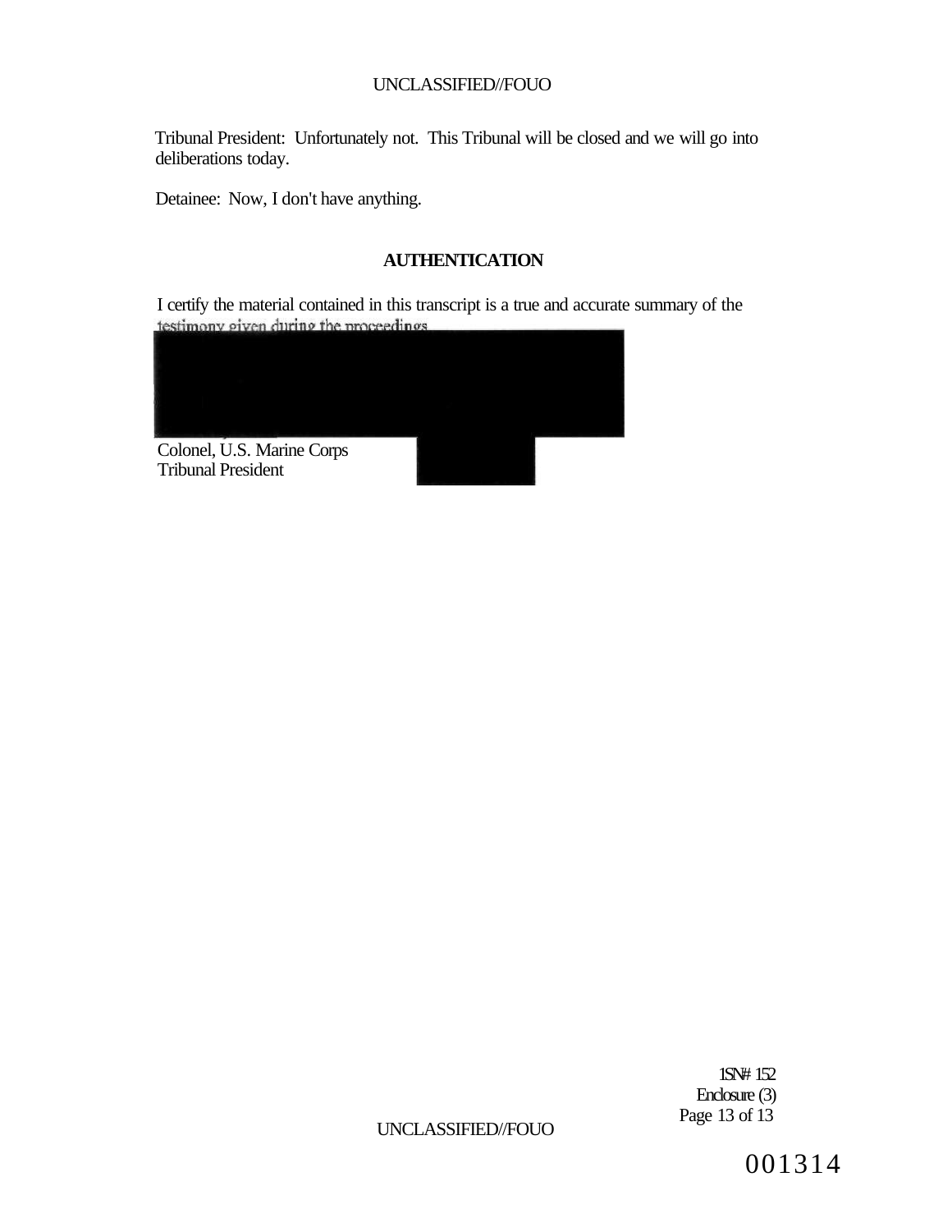Tribunal President: Unfortunately not. This Tribunal will be closed and we will go into deliberations today.

Detainee: Now, I don't have anything.

## AUTHENTICATION

I certify the material contained in this transcript is a true and accurate summary of the testimony given during the proceedings

Colonel, U.S. Marine Corps
Tribunal President

ISN# 152
Enclosure (3)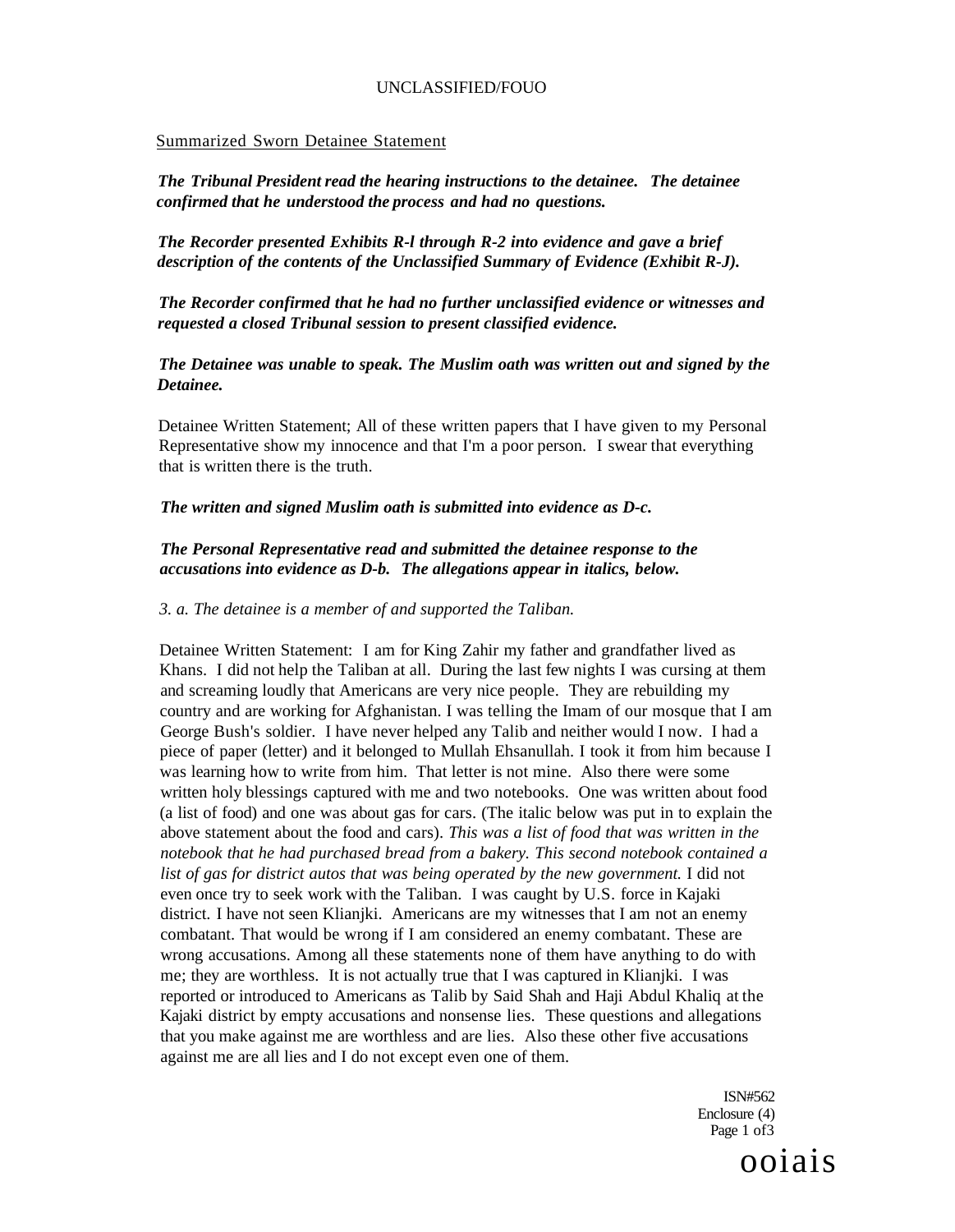Summarized Sworn Detainee Statement

***The Tribunal President read the hearing instructions to the detainee. The detainee confirmed that he understood the process and had no questions.***

***The Recorder presented Exhibits R-l through R-2 into evidence and gave a brief description of the contents of the Unclassified Summary of Evidence (Exhibit R-J).***

***The Recorder confirmed that he had no further unclassified evidence or witnesses and requested a closed Tribunal session to present classified evidence.***

***The Detainee was unable to speak. The Muslim oath was written out and signed by the Detainee.***

Detainee Written Statement; All of these written papers that I have given to my Personal Representative show my innocence and that I'm a poor person. I swear that everything that is written there is the truth.

***The written and signed Muslim oath is submitted into evidence as D-c.***

***The Personal Representative read and submitted the detainee response to the accusations into evidence as D-b. The allegations appear in italics, below.***

*3. a. The detainee is a member of and supported the Taliban.*

Detainee Written Statement: I am for King Zahir my father and grandfather lived as Khans. I did not help the Taliban at all. During the last few nights I was cursing at them and screaming loudly that Americans are very nice people. They are rebuilding my country and are working for Afghanistan. I was telling the Imam of our mosque that I am George Bush's soldier. I have never helped any Talib and neither would I now. I had a piece of paper (letter) and it belonged to Mullah Ehsanullah. I took it from him because I was learning how to write from him. That letter is not mine. Also there were some written holy blessings captured with me and two notebooks. One was written about food (a list of food) and one was about gas for cars. (The italic below was put in to explain the above statement about the food and cars). *This was a list of food that was written in the notebook that he had purchased bread from a bakery. This second notebook contained a list of gas for district autos that was being operated by the new government.* I did not even once try to seek work with the Taliban. I was caught by U.S. force in Kajaki district. I have not seen Klianjki. Americans are my witnesses that I am not an enemy combatant. That would be wrong if I am considered an enemy combatant. These are wrong accusations. Among all these statements none of them have anything to do with me; they are worthless. It is not actually true that I was captured in Klianjki. I was reported or introduced to Americans as Talib by Said Shah and Haji Abdul Khaliq at the Kajaki district by empty accusations and nonsense lies. These questions and allegations that you make against me are worthless and are lies. Also these other five accusations against me are all lies and I do not except even one of them.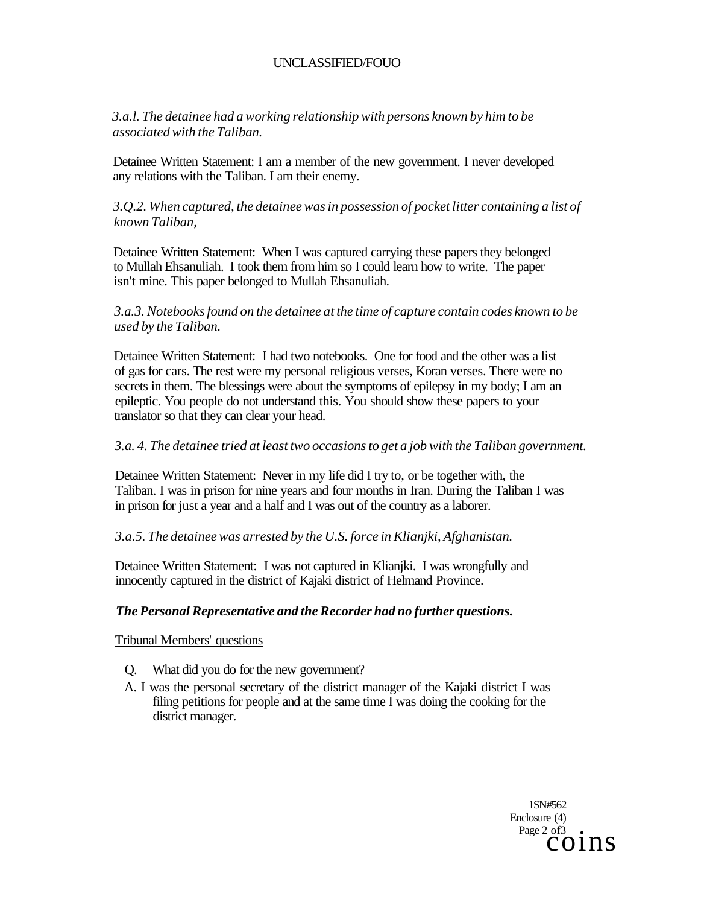*3.a.l. The detainee had a working relationship with persons known by him to be associated with the Taliban.*

Detainee Written Statement: I am a member of the new government. I never developed any relations with the Taliban. I am their enemy.

*3.Q.2. When captured, the detainee was in possession of pocket litter containing a list of known Taliban,*

Detainee Written Statement: When I was captured carrying these papers they belonged to Mullah Ehsanuliah. I took them from him so I could learn how to write. The paper isn't mine. This paper belonged to Mullah Ehsanuliah.

*3.a.3. Notebooks found on the detainee at the time of capture contain codes known to be used by the Taliban.*

Detainee Written Statement: I had two notebooks. One for food and the other was a list of gas for cars. The rest were my personal religious verses, Koran verses. There were no secrets in them. The blessings were about the symptoms of epilepsy in my body; I am an epileptic. You people do not understand this. You should show these papers to your translator so that they can clear your head.

*3.a. 4. The detainee tried at least two occasions to get a job with the Taliban government.*

Detainee Written Statement: Never in my life did I try to, or be together with, the Taliban. I was in prison for nine years and four months in Iran. During the Taliban I was in prison for just a year and a half and I was out of the country as a laborer.

*3.a.5. The detainee was arrested by the U.S. force in Klianjki, Afghanistan.*

Detainee Written Statement: I was not captured in Klianjki. I was wrongfully and innocently captured in the district of Kajaki district of Helmand Province.

***The Personal Representative and the Recorder had no further questions.***

Tribunal Members' questions

Q. What did you do for the new government?

A. I was the personal secretary of the district manager of the Kajaki district I was filing petitions for people and at the same time I was doing the cooking for the district manager.

1SN#562
Enclosure (4)
coins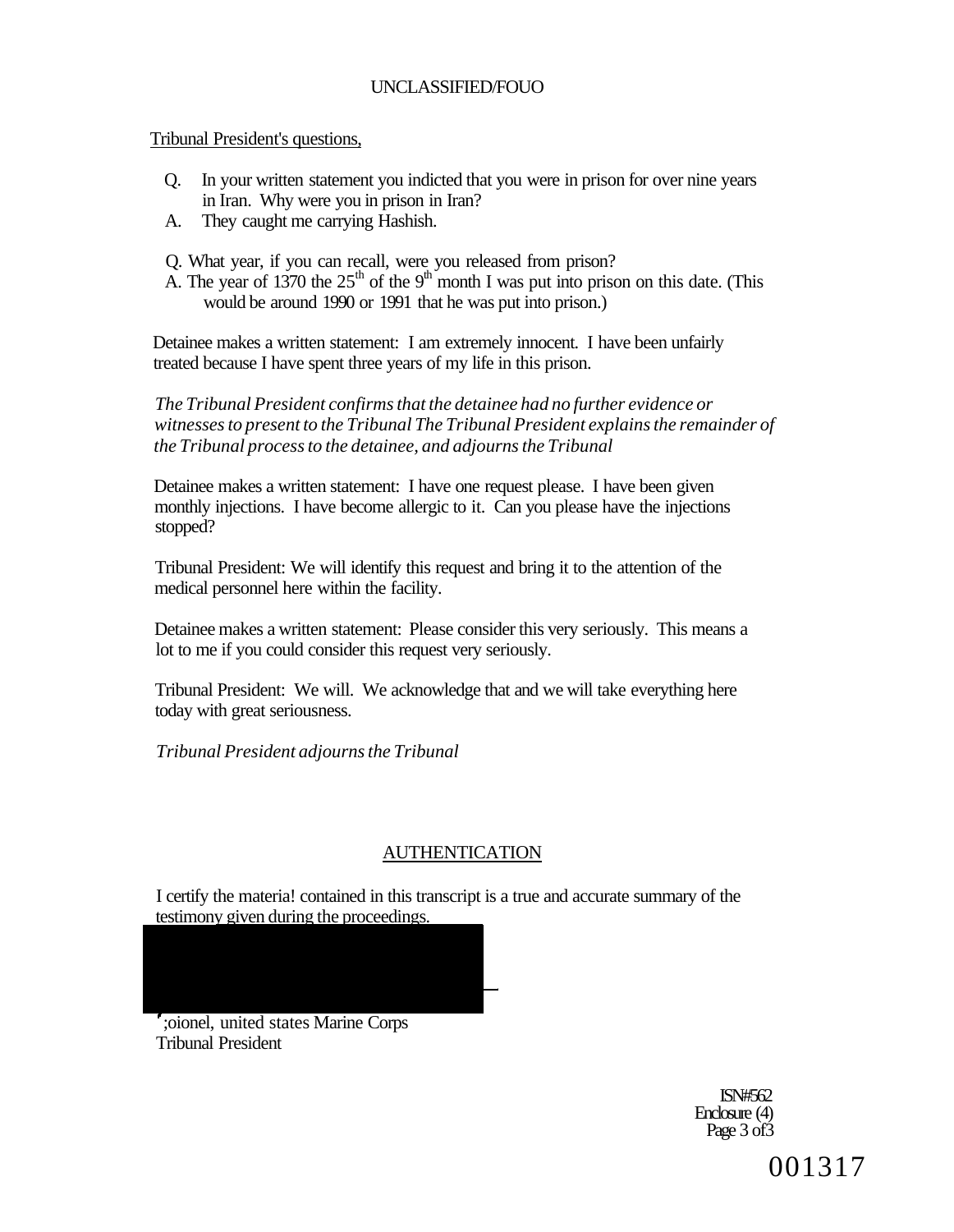UNCLASSIFIED/FOUO

Tribunal President's questions,

Q. In your written statement you indicted that you were in prison for over nine years in Iran. Why were you in prison in Iran?

A. They caught me carrying Hashish.

Q. What year, if you can recall, were you released from prison?

A. The year of 1370 the 25th of the 9th month I was put into prison on this date. (This would be around 1990 or 1991 that he was put into prison.)

Detainee makes a written statement: I am extremely innocent. I have been unfairly treated because I have spent three years of my life in this prison.

*The Tribunal President confirms that the detainee had no further evidence or witnesses to present to the Tribunal The Tribunal President explains the remainder of the Tribunal process to the detainee, and adjourns the Tribunal*

Detainee makes a written statement: I have one request please. I have been given monthly injections. I have become allergic to it. Can you please have the injections stopped?

Tribunal President: We will identify this request and bring it to the attention of the medical personnel here within the facility.

Detainee makes a written statement: Please consider this very seriously. This means a lot to me if you could consider this request very seriously.

Tribunal President: We will. We acknowledge that and we will take everything here today with great seriousness.

*Tribunal President adjourns the Tribunal*

## AUTHENTICATION

I certify the materia! contained in this transcript is a true and accurate summary of the testimony given during the proceedings.

;oionel, united states Marine Corps
Tribunal President

ISN#562
Enclosure (4)
Page 3 of3

001317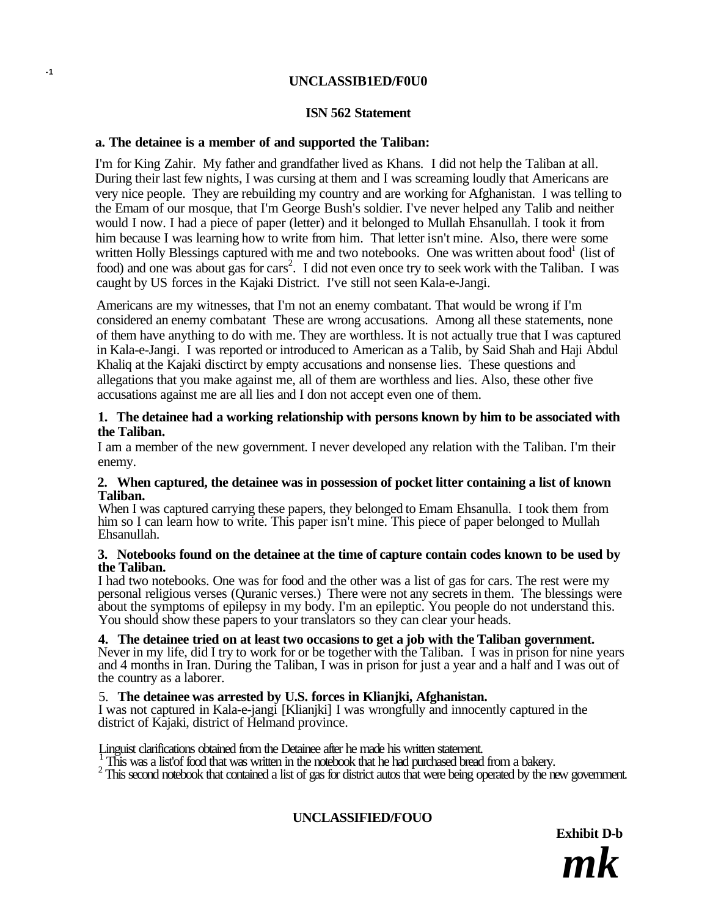UNCLASSIB1ED/F0U0

## ISN 562 Statement

**a. The detainee is a member of and supported the Taliban:**

I'm for King Zahir. My father and grandfather lived as Khans. I did not help the Taliban at all. During their last few nights, I was cursing at them and I was screaming loudly that Americans are very nice people. They are rebuilding my country and are working for Afghanistan. I was telling to the Emam of our mosque, that I'm George Bush's soldier. I've never helped any Talib and neither would I now. I had a piece of paper (letter) and it belonged to Mullah Ehsanullah. I took it from him because I was learning how to write from him. That letter isn't mine. Also, there were some written Holly Blessings captured with me and two notebooks. One was written about food[1] (list of food) and one was about gas for cars[2]. I did not even once try to seek work with the Taliban. I was caught by US forces in the Kajaki District. I've still not seen Kala-e-Jangi.

Americans are my witnesses, that I'm not an enemy combatant. That would be wrong if I'm considered an enemy combatant These are wrong accusations. Among all these statements, none of them have anything to do with me. They are worthless. It is not actually true that I was captured in Kala-e-Jangi. I was reported or introduced to American as a Talib, by Said Shah and Haji Abdul Khaliq at the Kajaki disctirct by empty accusations and nonsense lies. These questions and allegations that you make against me, all of them are worthless and lies. Also, these other five accusations against me are all lies and I don not accept even one of them.

**1. The detainee had a working relationship with persons known by him to be associated with the Taliban.**

I am a member of the new government. I never developed any relation with the Taliban. I'm their enemy.

**2. When captured, the detainee was in possession of pocket litter containing a list of known Taliban.**

When I was captured carrying these papers, they belonged to Emam Ehsanulla. I took them from him so I can learn how to write. This paper isn't mine. This piece of paper belonged to Mullah Ehsanullah.

**3. Notebooks found on the detainee at the time of capture contain codes known to be used by the Taliban.**

I had two notebooks. One was for food and the other was a list of gas for cars. The rest were my personal religious verses (Quranic verses.) There were not any secrets in them. The blessings were about the symptoms of epilepsy in my body. I'm an epileptic. You people do not understand this. You should show these papers to your translators so they can clear your heads.

**4. The detainee tried on at least two occasions to get a job with the Taliban government.**

Never in my life, did I try to work for or be together with the Taliban. I was in prison for nine years and 4 months in Iran. During the Taliban, I was in prison for just a year and a half and I was out of the country as a laborer.

5. **The detainee was arrested by U.S. forces in Klianjki, Afghanistan.**

I was not captured in Kala-e-jangi [Klianjki] I was wrongfully and innocently captured in the district of Kajaki, district of Helmand province.

Linguist clarifications obtained from the Detainee after he made his written statement.

[1] This was a list'of food that was written in the notebook that he had purchased bread from a bakery.

[2] This second notebook that contained a list of gas for district autos that were being operated by the new government.

UNCLASSIFIED/FOUO

**Exhibit D-b**

***mk***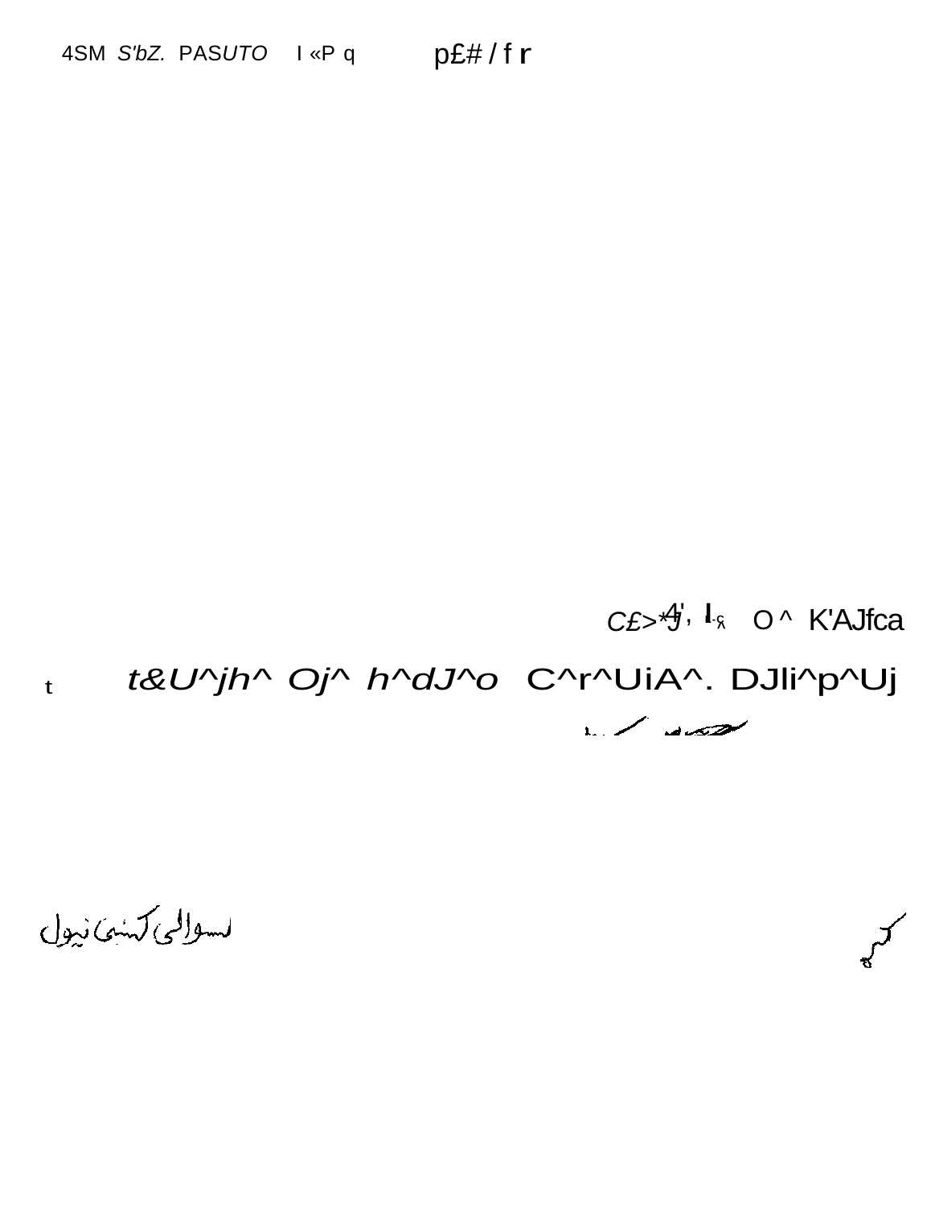4SM S'bZ. PASUTO I «P q p£# / f r

C£>*4', I O ^ K'AJfca

t t&U^jh^ Oj^ h^dJ^o C^r^UiA^. DJli^p^Uj

لسوالی کشتی نیول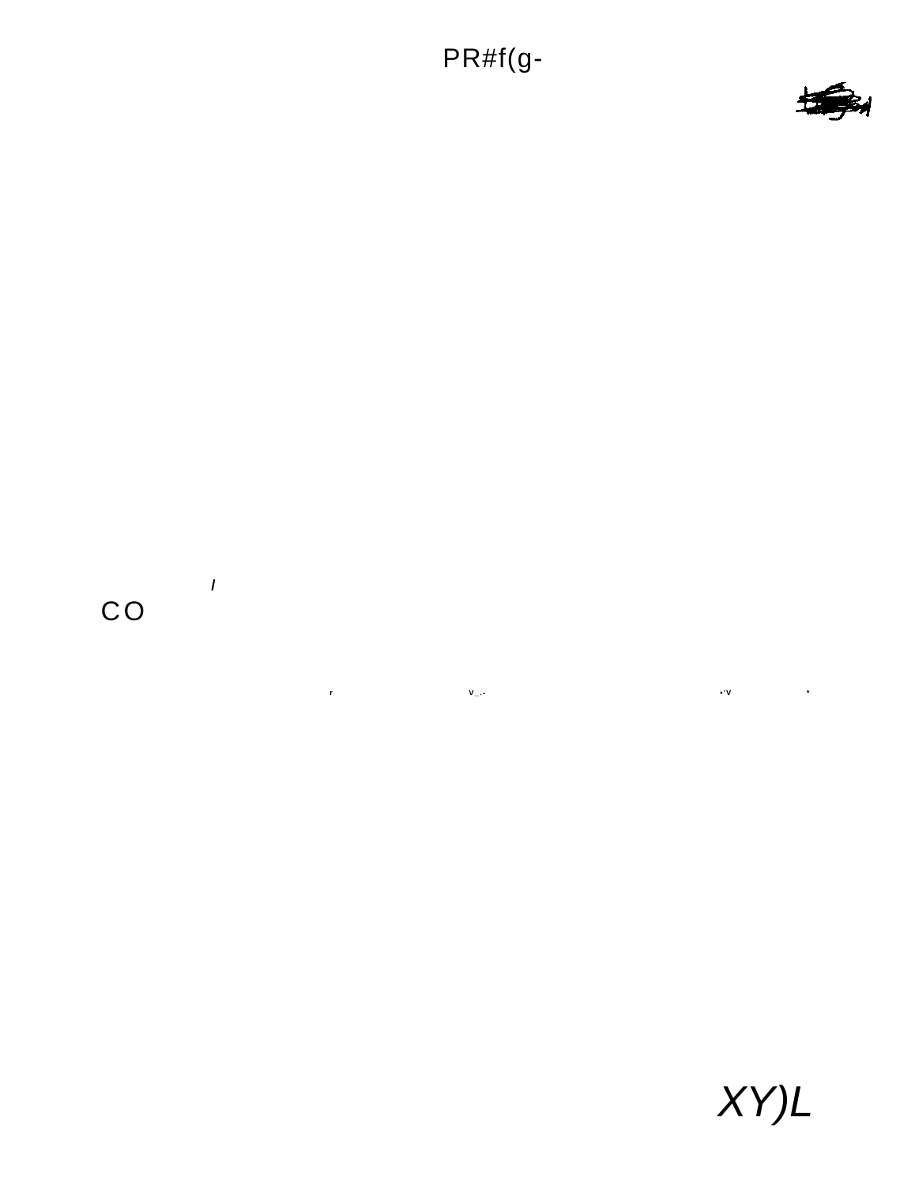PR#f(g-

I

CO

r v_.- •'v *

*XY)L*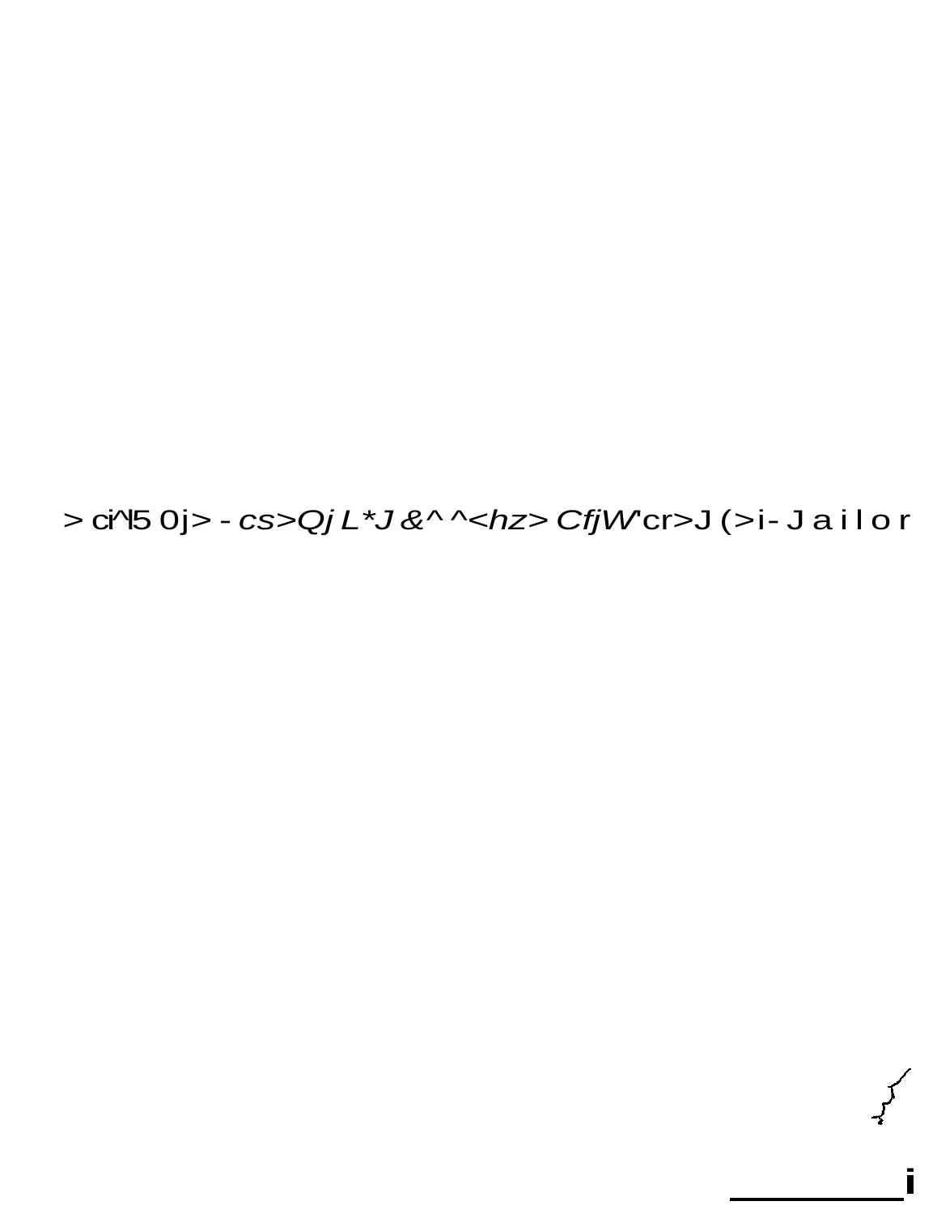> ci^l5 0j> - *cs>Qj L*J &^ ^<hz> CfjW'*cr>J (>i- J a i l o r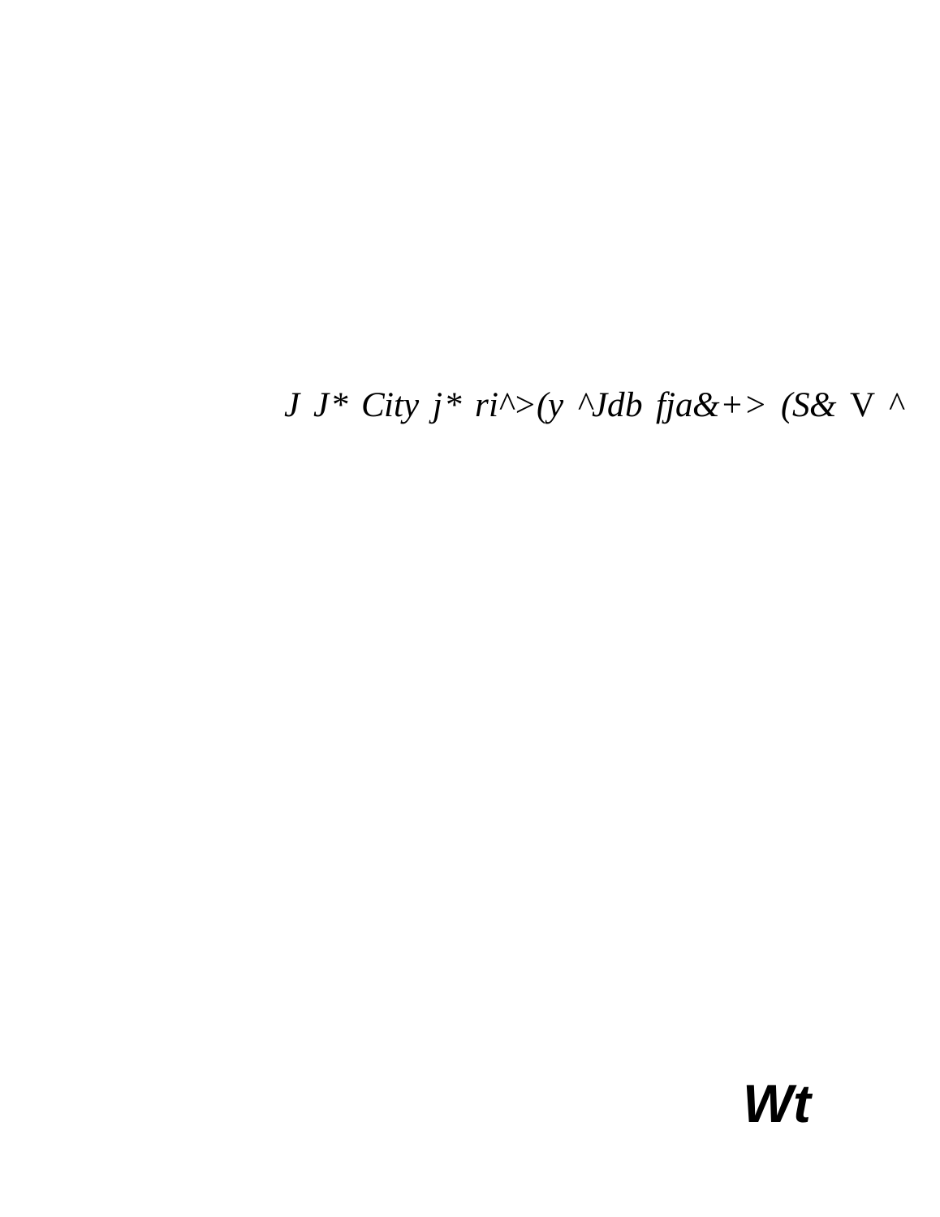*J J* City j* ri^>(y ^Jdb fja&+> (S&* V ^

***Wt***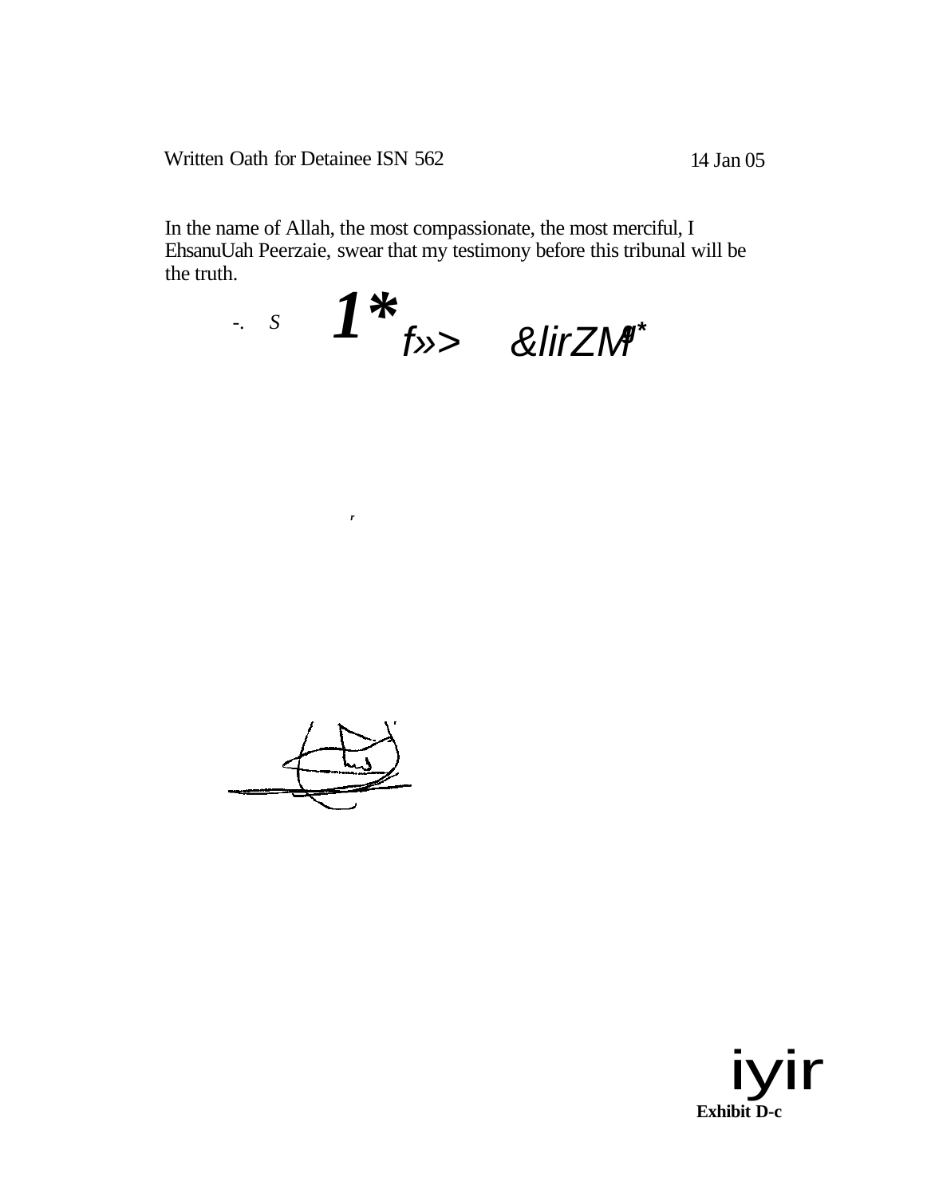Written Oath for Detainee ISN 562

14 Jan 05

In the name of Allah, the most compassionate, the most merciful, I EhsanuUah Peerzaie, swear that my testimony before this tribunal will be the truth.

-. S 1* f»> &lirZM*

**Exhibit D-c**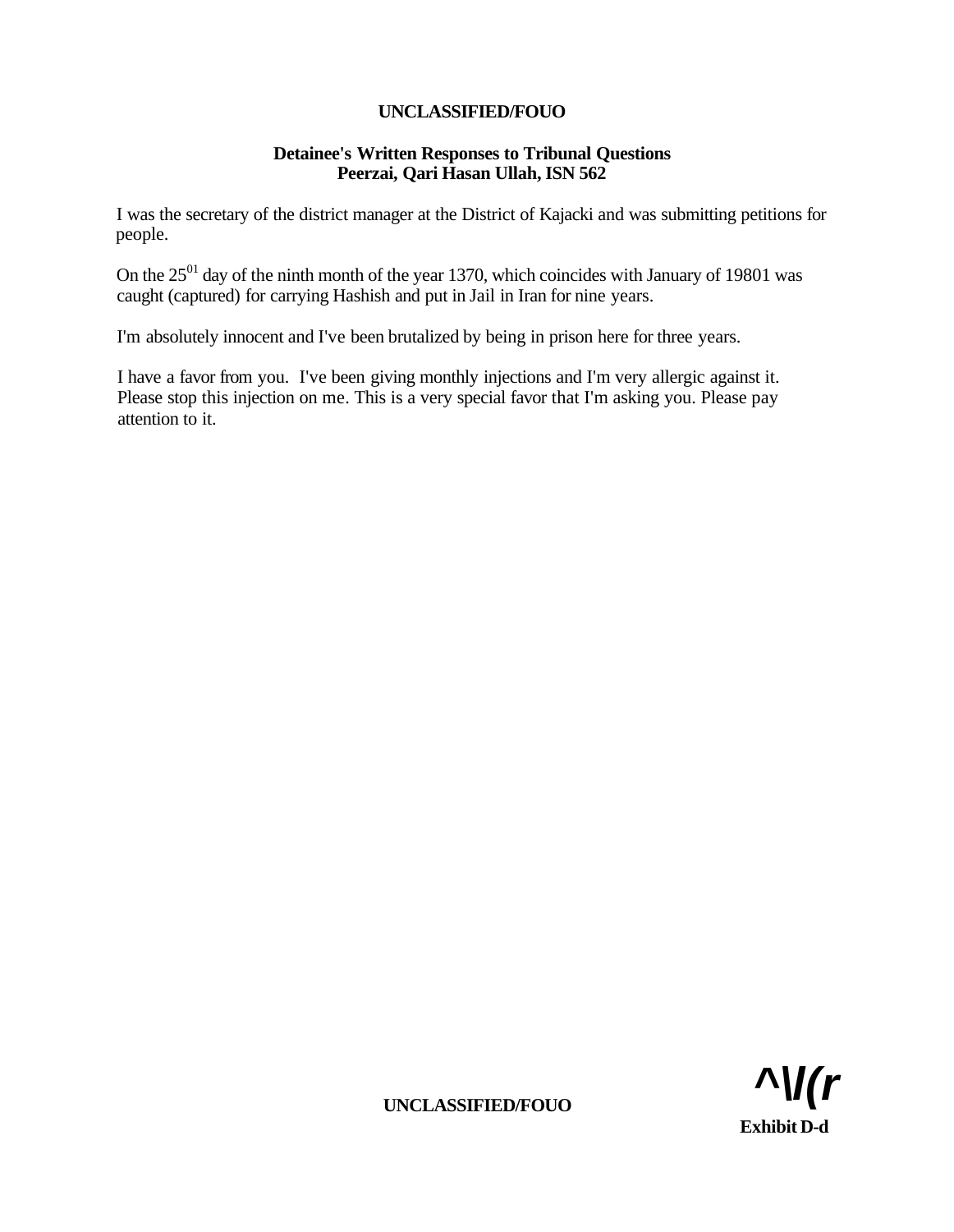UNCLASSIFIED/FOUO

**Detainee's Written Responses to Tribunal Questions**
**Peerzai, Qari Hasan Ullah, ISN 562**

I was the secretary of the district manager at the District of Kajacki and was submitting petitions for people.

On the 25[01] day of the ninth month of the year 1370, which coincides with January of 19801 was caught (captured) for carrying Hashish and put in Jail in Iran for nine years.

I'm absolutely innocent and I've been brutalized by being in prison here for three years.

I have a favor from you. I've been giving monthly injections and I'm very allergic against it. Please stop this injection on me. This is a very special favor that I'm asking you. Please pay attention to it.

UNCLASSIFIED/FOUO

^\l(r

Exhibit D-d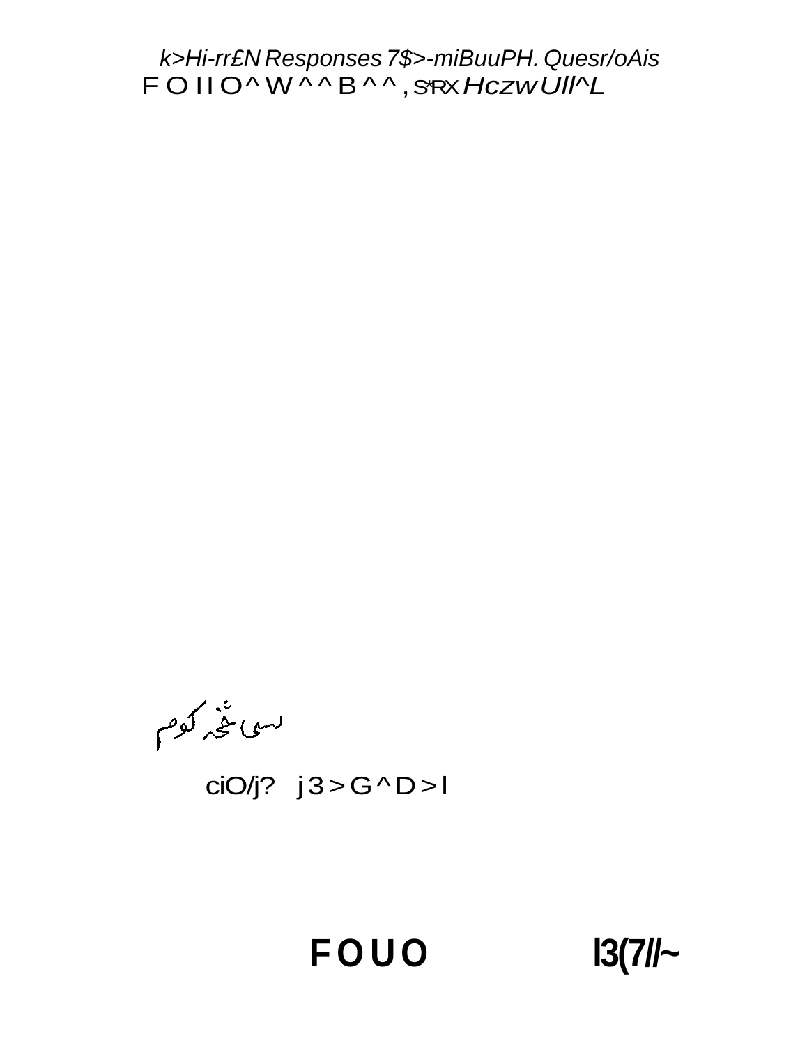*k>Hi-rr£N Responses 7$>-miBuuPH. Quesr/oAis*
F O II O^ W ^ ^ B ^ ^ , S*RX *HczwUll^L*

سی تخہ کوم

ciO/j? j 3 > G ^ D > l

**F O U O** **l3(7//~**